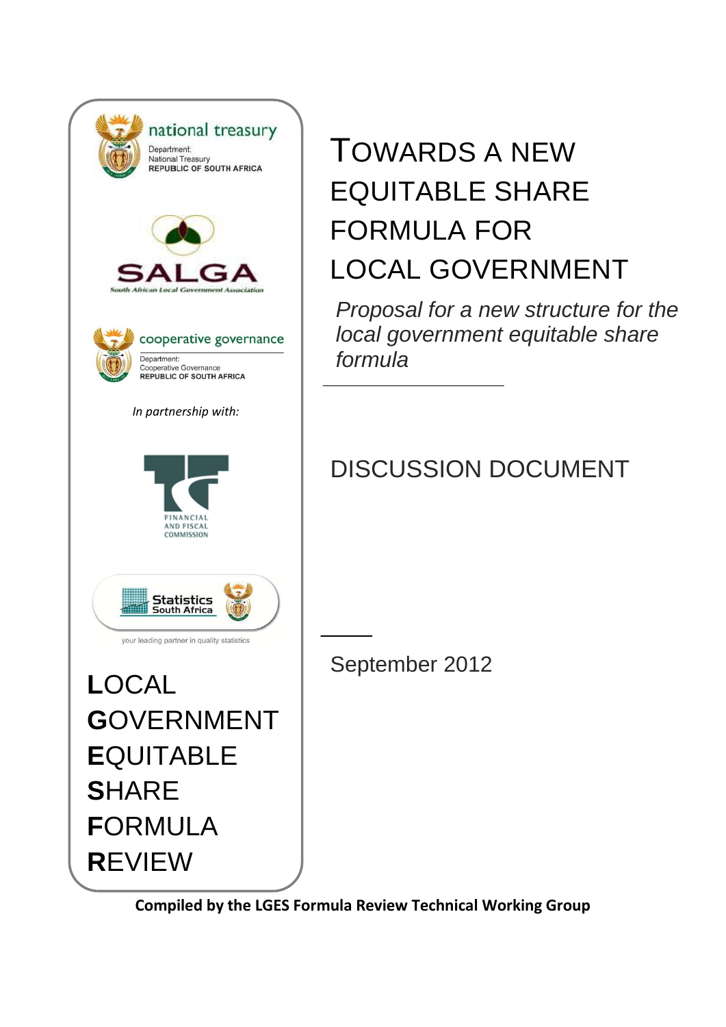national treasury

Department:
National Treasury
REPUBLIC OF SOUTH AFRICA

SALGA

South African Local Government Association

cooperative governance

Department:
Cooperative Governance
REPUBLIC OF SOUTH AFRICA

*In partnership with:*

FINANCIAL AND FISCAL COMMISSION

Statistics South Africa

your leading partner in quality statistics

**L**OCAL
**G**OVERNMENT
**E**QUITABLE
**S**HARE
**F**ORMULA
**R**EVIEW

# TOWARDS A NEW EQUITABLE SHARE FORMULA FOR LOCAL GOVERNMENT

*Proposal for a new structure for the local government equitable share formula*

## DISCUSSION DOCUMENT

September 2012

**Compiled by the LGES Formula Review Technical Working Group**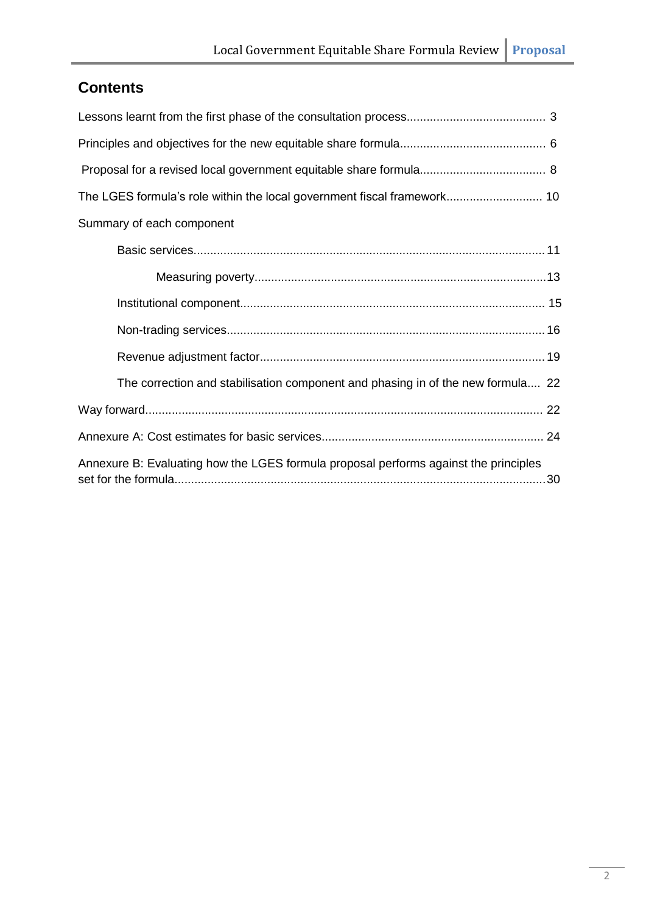## Contents

Lessons learnt from the first phase of the consultation process.......................................... 3

Principles and objectives for the new equitable share formula............................................ 6

Proposal for a revised local government equitable share formula...................................... 8

The LGES formula's role within the local government fiscal framework............................. 10

Summary of each component

- Basic services.......................................................................................................... 11
  - Measuring poverty........................................................................................13
- Institutional component............................................................................................ 15
- Non-trading services................................................................................................16
- Revenue adjustment factor......................................................................................19
- The correction and stabilisation component and phasing in of the new formula.... 22

Way forward....................................................................................................................... 22

Annexure A: Cost estimates for basic services................................................................... 24

Annexure B: Evaluating how the LGES formula proposal performs against the principles set for the formula................................................................................................................30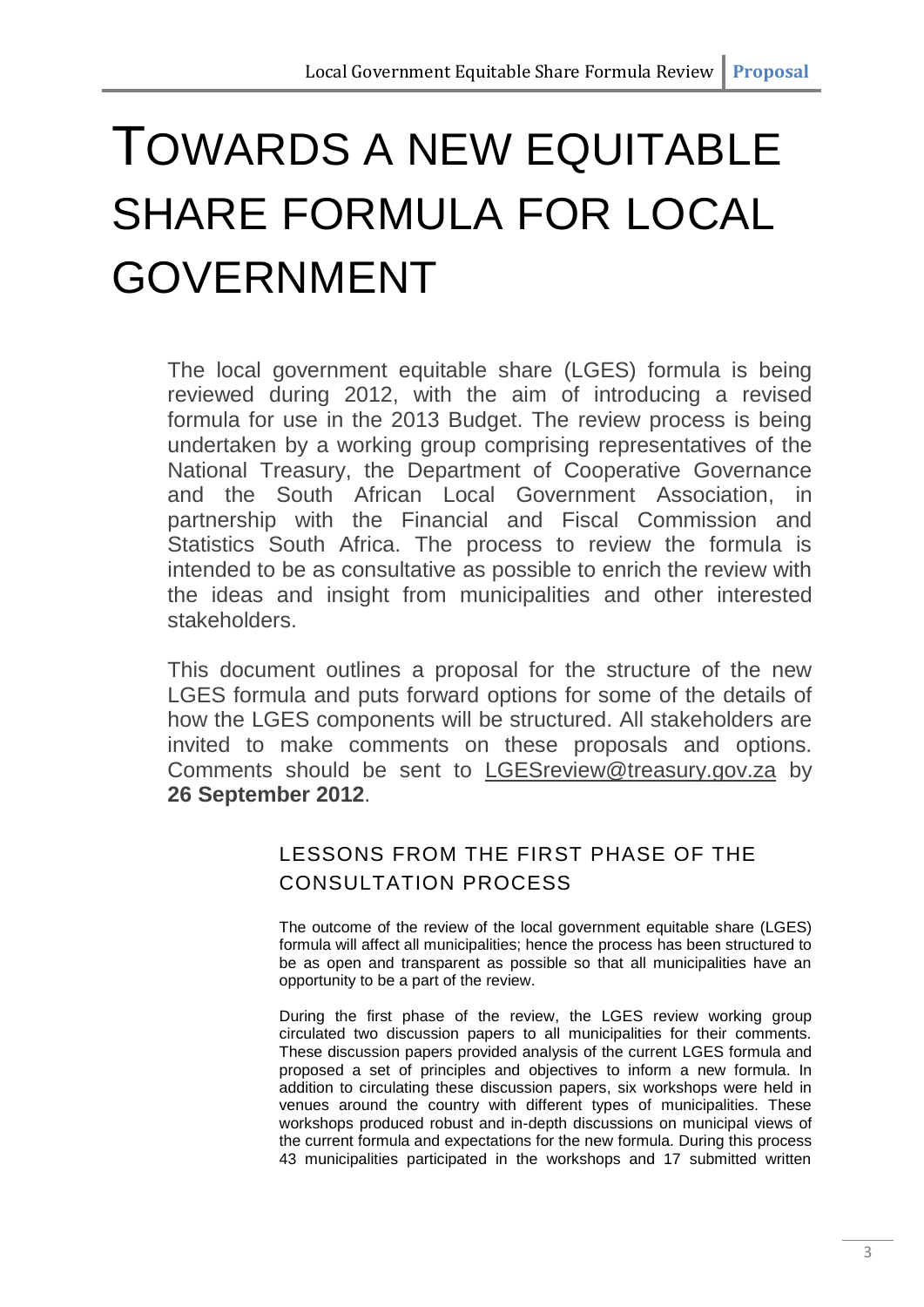# TOWARDS A NEW EQUITABLE SHARE FORMULA FOR LOCAL GOVERNMENT

The local government equitable share (LGES) formula is being reviewed during 2012, with the aim of introducing a revised formula for use in the 2013 Budget. The review process is being undertaken by a working group comprising representatives of the National Treasury, the Department of Cooperative Governance and the South African Local Government Association, in partnership with the Financial and Fiscal Commission and Statistics South Africa. The process to review the formula is intended to be as consultative as possible to enrich the review with the ideas and insight from municipalities and other interested stakeholders.

This document outlines a proposal for the structure of the new LGES formula and puts forward options for some of the details of how the LGES components will be structured. All stakeholders are invited to make comments on these proposals and options. Comments should be sent to LGESreview@treasury.gov.za by **26 September 2012**.

## LESSONS FROM THE FIRST PHASE OF THE CONSULTATION PROCESS

The outcome of the review of the local government equitable share (LGES) formula will affect all municipalities; hence the process has been structured to be as open and transparent as possible so that all municipalities have an opportunity to be a part of the review.

During the first phase of the review, the LGES review working group circulated two discussion papers to all municipalities for their comments. These discussion papers provided analysis of the current LGES formula and proposed a set of principles and objectives to inform a new formula. In addition to circulating these discussion papers, six workshops were held in venues around the country with different types of municipalities. These workshops produced robust and in-depth discussions on municipal views of the current formula and expectations for the new formula. During this process 43 municipalities participated in the workshops and 17 submitted written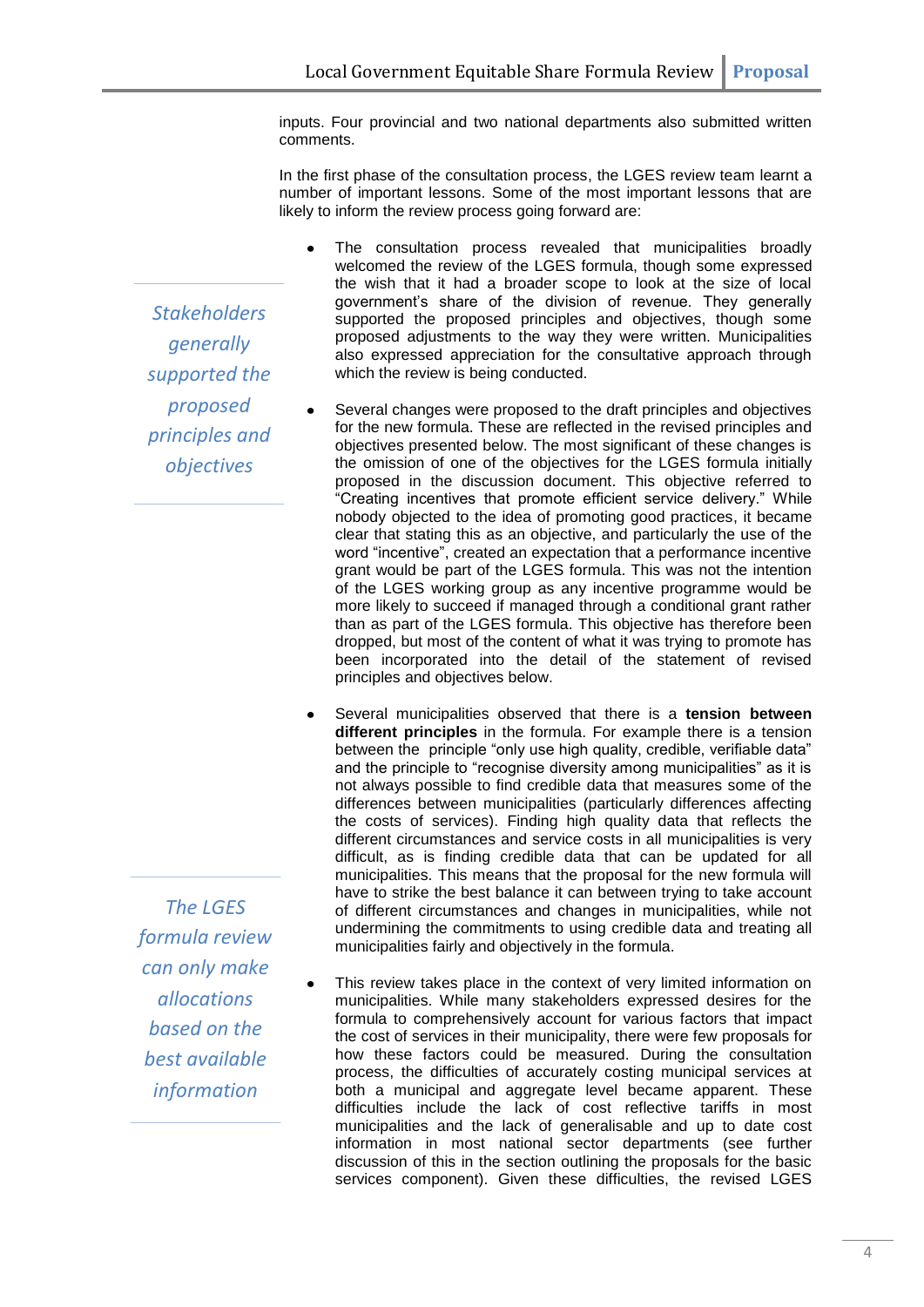inputs. Four provincial and two national departments also submitted written comments.

In the first phase of the consultation process, the LGES review team learnt a number of important lessons. Some of the most important lessons that are likely to inform the review process going forward are:

*Stakeholders generally supported the proposed principles and objectives*

- The consultation process revealed that municipalities broadly welcomed the review of the LGES formula, though some expressed the wish that it had a broader scope to look at the size of local government's share of the division of revenue. They generally supported the proposed principles and objectives, though some proposed adjustments to the way they were written. Municipalities also expressed appreciation for the consultative approach through which the review is being conducted.

- Several changes were proposed to the draft principles and objectives for the new formula. These are reflected in the revised principles and objectives presented below. The most significant of these changes is the omission of one of the objectives for the LGES formula initially proposed in the discussion document. This objective referred to "Creating incentives that promote efficient service delivery." While nobody objected to the idea of promoting good practices, it became clear that stating this as an objective, and particularly the use of the word "incentive", created an expectation that a performance incentive grant would be part of the LGES formula. This was not the intention of the LGES working group as any incentive programme would be more likely to succeed if managed through a conditional grant rather than as part of the LGES formula. This objective has therefore been dropped, but most of the content of what it was trying to promote has been incorporated into the detail of the statement of revised principles and objectives below.

- Several municipalities observed that there is a **tension between different principles** in the formula. For example there is a tension between the principle "only use high quality, credible, verifiable data" and the principle to "recognise diversity among municipalities" as it is not always possible to find credible data that measures some of the differences between municipalities (particularly differences affecting the costs of services). Finding high quality data that reflects the different circumstances and service costs in all municipalities is very difficult, as is finding credible data that can be updated for all municipalities. This means that the proposal for the new formula will have to strike the best balance it can between trying to take account of different circumstances and changes in municipalities, while not undermining the commitments to using credible data and treating all municipalities fairly and objectively in the formula.

*The LGES formula review can only make allocations based on the best available information*

- This review takes place in the context of very limited information on municipalities. While many stakeholders expressed desires for the formula to comprehensively account for various factors that impact the cost of services in their municipality, there were few proposals for how these factors could be measured. During the consultation process, the difficulties of accurately costing municipal services at both a municipal and aggregate level became apparent. These difficulties include the lack of cost reflective tariffs in most municipalities and the lack of generalisable and up to date cost information in most national sector departments (see further discussion of this in the section outlining the proposals for the basic services component). Given these difficulties, the revised LGES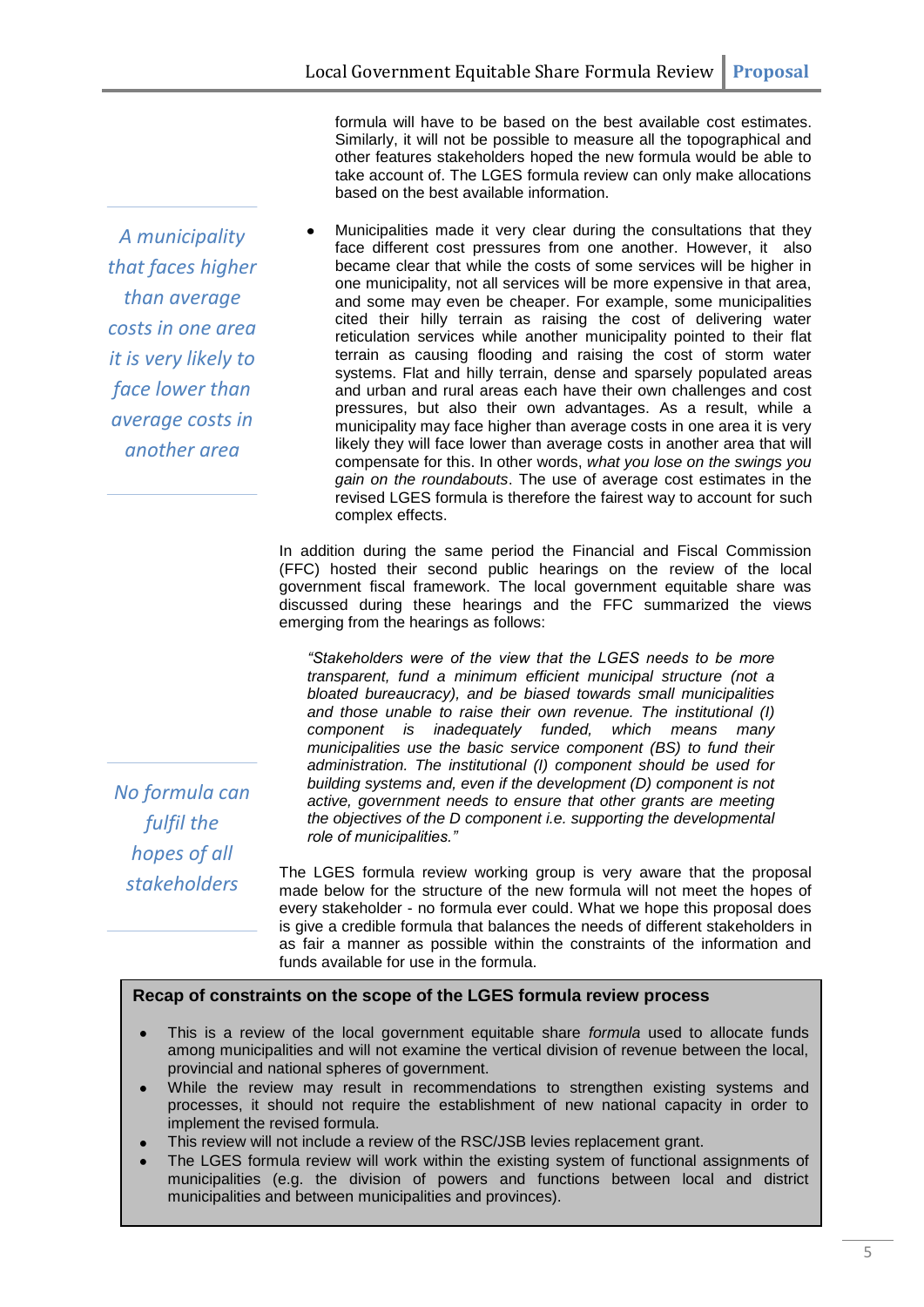formula will have to be based on the best available cost estimates. Similarly, it will not be possible to measure all the topographical and other features stakeholders hoped the new formula would be able to take account of. The LGES formula review can only make allocations based on the best available information.

*A municipality that faces higher than average costs in one area it is very likely to face lower than average costs in another area*

- Municipalities made it very clear during the consultations that they face different cost pressures from one another. However, it also became clear that while the costs of some services will be higher in one municipality, not all services will be more expensive in that area, and some may even be cheaper. For example, some municipalities cited their hilly terrain as raising the cost of delivering water reticulation services while another municipality pointed to their flat terrain as causing flooding and raising the cost of storm water systems. Flat and hilly terrain, dense and sparsely populated areas and urban and rural areas each have their own challenges and cost pressures, but also their own advantages. As a result, while a municipality may face higher than average costs in one area it is very likely they will face lower than average costs in another area that will compensate for this. In other words, *what you lose on the swings you gain on the roundabouts*. The use of average cost estimates in the revised LGES formula is therefore the fairest way to account for such complex effects.

In addition during the same period the Financial and Fiscal Commission (FFC) hosted their second public hearings on the review of the local government fiscal framework. The local government equitable share was discussed during these hearings and the FFC summarized the views emerging from the hearings as follows:

> *"Stakeholders were of the view that the LGES needs to be more transparent, fund a minimum efficient municipal structure (not a bloated bureaucracy), and be biased towards small municipalities and those unable to raise their own revenue. The institutional (I) component is inadequately funded, which means many municipalities use the basic service component (BS) to fund their administration. The institutional (I) component should be used for building systems and, even if the development (D) component is not active, government needs to ensure that other grants are meeting the objectives of the D component i.e. supporting the developmental role of municipalities."*

*No formula can fulfil the hopes of all stakeholders*

The LGES formula review working group is very aware that the proposal made below for the structure of the new formula will not meet the hopes of every stakeholder - no formula ever could. What we hope this proposal does is give a credible formula that balances the needs of different stakeholders in as fair a manner as possible within the constraints of the information and funds available for use in the formula.

**Recap of constraints on the scope of the LGES formula review process**

- This is a review of the local government equitable share *formula* used to allocate funds among municipalities and will not examine the vertical division of revenue between the local, provincial and national spheres of government.
- While the review may result in recommendations to strengthen existing systems and processes, it should not require the establishment of new national capacity in order to implement the revised formula.
- This review will not include a review of the RSC/JSB levies replacement grant.
- The LGES formula review will work within the existing system of functional assignments of municipalities (e.g. the division of powers and functions between local and district municipalities and between municipalities and provinces).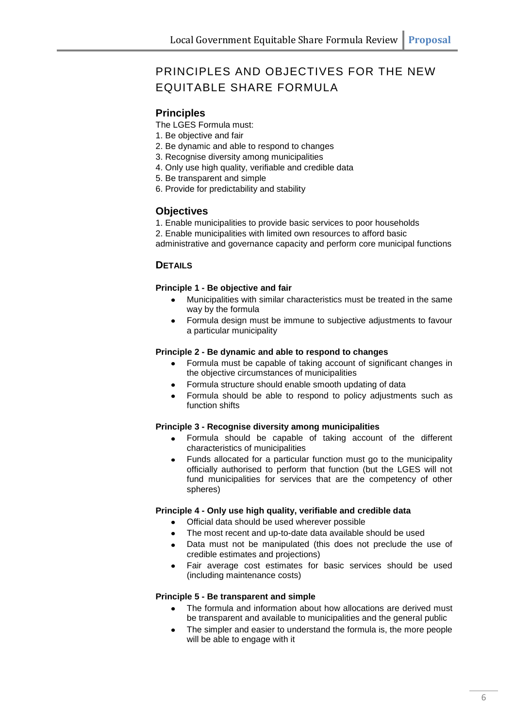# PRINCIPLES AND OBJECTIVES FOR THE NEW EQUITABLE SHARE FORMULA

## Principles

The LGES Formula must:

1. Be objective and fair
2. Be dynamic and able to respond to changes
3. Recognise diversity among municipalities
4. Only use high quality, verifiable and credible data
5. Be transparent and simple
6. Provide for predictability and stability

## Objectives

1. Enable municipalities to provide basic services to poor households
2. Enable municipalities with limited own resources to afford basic administrative and governance capacity and perform core municipal functions

### DETAILS

#### Principle 1 - Be objective and fair

- Municipalities with similar characteristics must be treated in the same way by the formula
- Formula design must be immune to subjective adjustments to favour a particular municipality

#### Principle 2 - Be dynamic and able to respond to changes

- Formula must be capable of taking account of significant changes in the objective circumstances of municipalities
- Formula structure should enable smooth updating of data
- Formula should be able to respond to policy adjustments such as function shifts

#### Principle 3 - Recognise diversity among municipalities

- Formula should be capable of taking account of the different characteristics of municipalities
- Funds allocated for a particular function must go to the municipality officially authorised to perform that function (but the LGES will not fund municipalities for services that are the competency of other spheres)

#### Principle 4 - Only use high quality, verifiable and credible data

- Official data should be used wherever possible
- The most recent and up-to-date data available should be used
- Data must not be manipulated (this does not preclude the use of credible estimates and projections)
- Fair average cost estimates for basic services should be used (including maintenance costs)

#### Principle 5 - Be transparent and simple

- The formula and information about how allocations are derived must be transparent and available to municipalities and the general public
- The simpler and easier to understand the formula is, the more people will be able to engage with it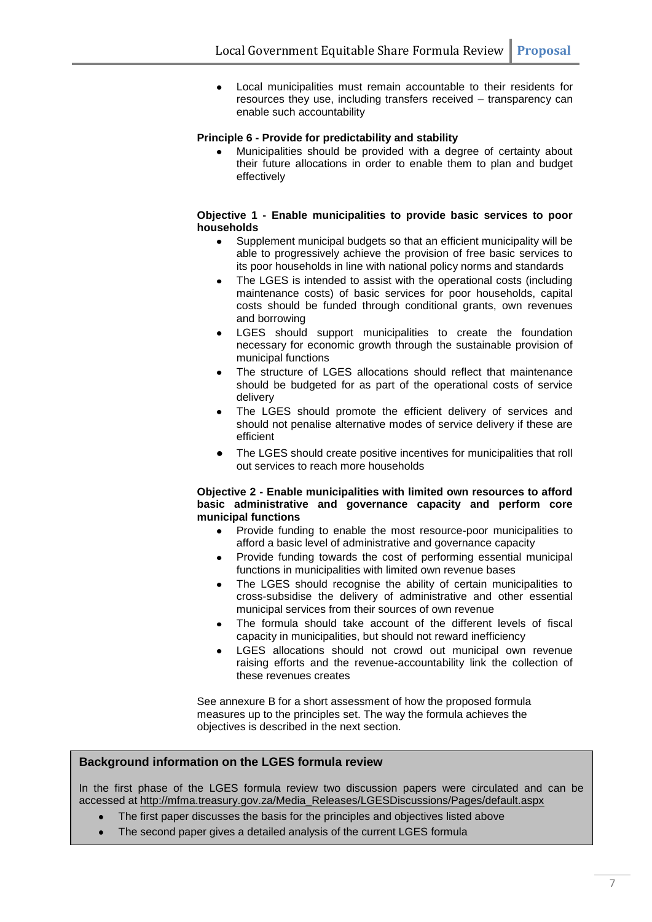- Local municipalities must remain accountable to their residents for resources they use, including transfers received – transparency can enable such accountability

**Principle 6 - Provide for predictability and stability**

- Municipalities should be provided with a degree of certainty about their future allocations in order to enable them to plan and budget effectively

**Objective 1 - Enable municipalities to provide basic services to poor households**

- Supplement municipal budgets so that an efficient municipality will be able to progressively achieve the provision of free basic services to its poor households in line with national policy norms and standards
- The LGES is intended to assist with the operational costs (including maintenance costs) of basic services for poor households, capital costs should be funded through conditional grants, own revenues and borrowing
- LGES should support municipalities to create the foundation necessary for economic growth through the sustainable provision of municipal functions
- The structure of LGES allocations should reflect that maintenance should be budgeted for as part of the operational costs of service delivery
- The LGES should promote the efficient delivery of services and should not penalise alternative modes of service delivery if these are efficient
- The LGES should create positive incentives for municipalities that roll out services to reach more households

**Objective 2 - Enable municipalities with limited own resources to afford basic administrative and governance capacity and perform core municipal functions**

- Provide funding to enable the most resource-poor municipalities to afford a basic level of administrative and governance capacity
- Provide funding towards the cost of performing essential municipal functions in municipalities with limited own revenue bases
- The LGES should recognise the ability of certain municipalities to cross-subsidise the delivery of administrative and other essential municipal services from their sources of own revenue
- The formula should take account of the different levels of fiscal capacity in municipalities, but should not reward inefficiency
- LGES allocations should not crowd out municipal own revenue raising efforts and the revenue-accountability link the collection of these revenues creates

See annexure B for a short assessment of how the proposed formula measures up to the principles set. The way the formula achieves the objectives is described in the next section.

**Background information on the LGES formula review**

In the first phase of the LGES formula review two discussion papers were circulated and can be accessed at http://mfma.treasury.gov.za/Media_Releases/LGESDiscussions/Pages/default.aspx

- The first paper discusses the basis for the principles and objectives listed above
- The second paper gives a detailed analysis of the current LGES formula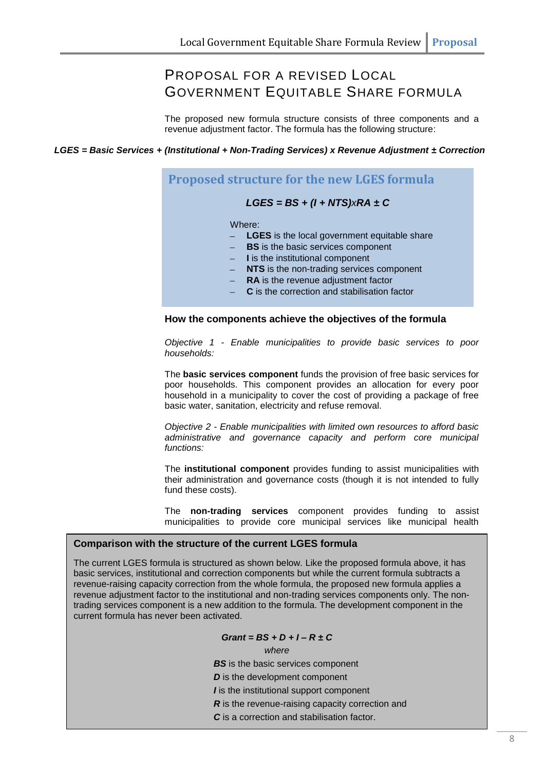# Proposal for a Revised Local Government Equitable Share Formula

The proposed new formula structure consists of three components and a revenue adjustment factor. The formula has the following structure:

***LGES = Basic Services + (Institutional + Non-Trading Services) x Revenue Adjustment ± Correction***

## Proposed structure for the new LGES formula

$$LGES = BS + (I + NTS) \times RA \pm C$$

Where:

- **LGES** is the local government equitable share
- **BS** is the basic services component
- **I** is the institutional component
- **NTS** is the non-trading services component
- **RA** is the revenue adjustment factor
- **C** is the correction and stabilisation factor

### How the components achieve the objectives of the formula

*Objective 1 - Enable municipalities to provide basic services to poor households:*

The **basic services component** funds the provision of free basic services for poor households. This component provides an allocation for every poor household in a municipality to cover the cost of providing a package of free basic water, sanitation, electricity and refuse removal.

*Objective 2 - Enable municipalities with limited own resources to afford basic administrative and governance capacity and perform core municipal functions:*

The **institutional component** provides funding to assist municipalities with their administration and governance costs (though it is not intended to fully fund these costs).

The **non-trading services** component provides funding to assist municipalities to provide core municipal services like municipal health

### Comparison with the structure of the current LGES formula

The current LGES formula is structured as shown below. Like the proposed formula above, it has basic services, institutional and correction components but while the current formula subtracts a revenue-raising capacity correction from the whole formula, the proposed new formula applies a revenue adjustment factor to the institutional and non-trading services components only. The non-trading services component is a new addition to the formula. The development component in the current formula has never been activated.

$$Grant = BS + D + I - R \pm C$$

*where*

***BS*** is the basic services component

***D*** is the development component

***I*** is the institutional support component

***R*** is the revenue-raising capacity correction and

***C*** is a correction and stabilisation factor.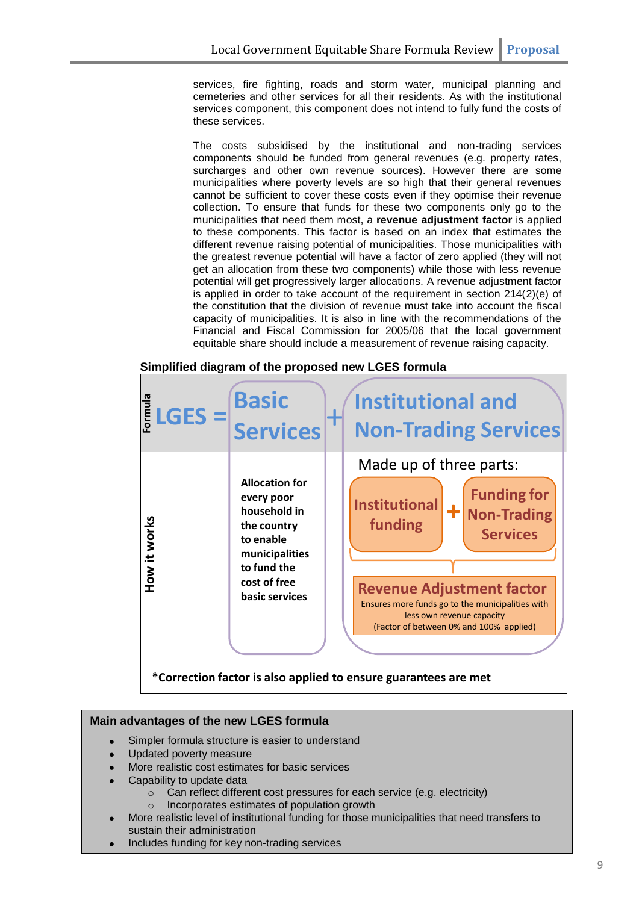services, fire fighting, roads and storm water, municipal planning and cemeteries and other services for all their residents. As with the institutional services component, this component does not intend to fully fund the costs of these services.

The costs subsidised by the institutional and non-trading services components should be funded from general revenues (e.g. property rates, surcharges and other own revenue sources). However there are some municipalities where poverty levels are so high that their general revenues cannot be sufficient to cover these costs even if they optimise their revenue collection. To ensure that funds for these two components only go to the municipalities that need them most, a **revenue adjustment factor** is applied to these components. This factor is based on an index that estimates the different revenue raising potential of municipalities. Those municipalities with the greatest revenue potential will have a factor of zero applied (they will not get an allocation from these two components) while those with less revenue potential will get progressively larger allocations. A revenue adjustment factor is applied in order to take account of the requirement in section 214(2)(e) of the constitution that the division of revenue must take into account the fiscal capacity of municipalities. It is also in line with the recommendations of the Financial and Fiscal Commission for 2005/06 that the local government equitable share should include a measurement of revenue raising capacity.

**Simplified diagram of the proposed new LGES formula**

| | | | |
|---|---|---|---|
| **Formula** | **LGES =** | **Basic Services** + | **Institutional and Non-Trading Services** |
| **How it works** | | **Allocation for every poor household in the country to enable municipalities to fund the cost of free basic services** | Made up of three parts: **Institutional funding** + **Funding for Non-Trading Services**; **Revenue Adjustment factor** – Ensures more funds go to the municipalities with less own revenue capacity (Factor of between 0% and 100% applied) |

**\*Correction factor is also applied to ensure guarantees are met**

**Main advantages of the new LGES formula**

- Simpler formula structure is easier to understand
- Updated poverty measure
- More realistic cost estimates for basic services
- Capability to update data
  - Can reflect different cost pressures for each service (e.g. electricity)
  - Incorporates estimates of population growth
- More realistic level of institutional funding for those municipalities that need transfers to sustain their administration
- Includes funding for key non-trading services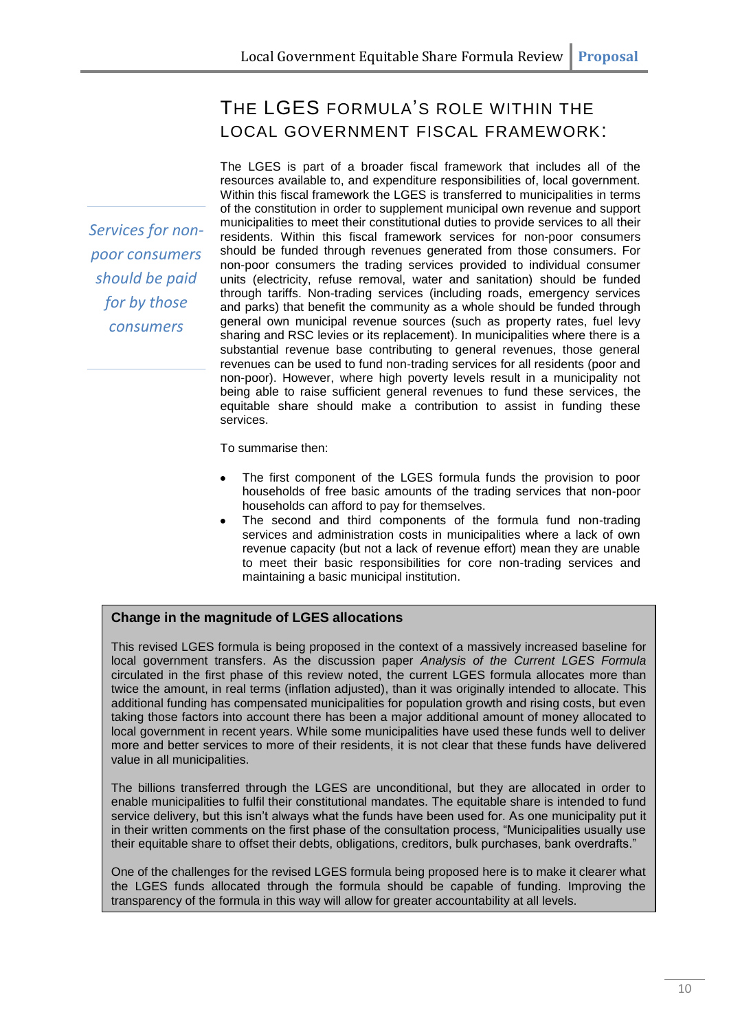## THE LGES FORMULA'S ROLE WITHIN THE LOCAL GOVERNMENT FISCAL FRAMEWORK:

*Services for non-poor consumers should be paid for by those consumers*

The LGES is part of a broader fiscal framework that includes all of the resources available to, and expenditure responsibilities of, local government. Within this fiscal framework the LGES is transferred to municipalities in terms of the constitution in order to supplement municipal own revenue and support municipalities to meet their constitutional duties to provide services to all their residents. Within this fiscal framework services for non-poor consumers should be funded through revenues generated from those consumers. For non-poor consumers the trading services provided to individual consumer units (electricity, refuse removal, water and sanitation) should be funded through tariffs. Non-trading services (including roads, emergency services and parks) that benefit the community as a whole should be funded through general own municipal revenue sources (such as property rates, fuel levy sharing and RSC levies or its replacement). In municipalities where there is a substantial revenue base contributing to general revenues, those general revenues can be used to fund non-trading services for all residents (poor and non-poor). However, where high poverty levels result in a municipality not being able to raise sufficient general revenues to fund these services, the equitable share should make a contribution to assist in funding these services.

To summarise then:

- The first component of the LGES formula funds the provision to poor households of free basic amounts of the trading services that non-poor households can afford to pay for themselves.
- The second and third components of the formula fund non-trading services and administration costs in municipalities where a lack of own revenue capacity (but not a lack of revenue effort) mean they are unable to meet their basic responsibilities for core non-trading services and maintaining a basic municipal institution.

**Change in the magnitude of LGES allocations**

This revised LGES formula is being proposed in the context of a massively increased baseline for local government transfers. As the discussion paper *Analysis of the Current LGES Formula* circulated in the first phase of this review noted, the current LGES formula allocates more than twice the amount, in real terms (inflation adjusted), than it was originally intended to allocate. This additional funding has compensated municipalities for population growth and rising costs, but even taking those factors into account there has been a major additional amount of money allocated to local government in recent years. While some municipalities have used these funds well to deliver more and better services to more of their residents, it is not clear that these funds have delivered value in all municipalities.

The billions transferred through the LGES are unconditional, but they are allocated in order to enable municipalities to fulfil their constitutional mandates. The equitable share is intended to fund service delivery, but this isn't always what the funds have been used for. As one municipality put it in their written comments on the first phase of the consultation process, "Municipalities usually use their equitable share to offset their debts, obligations, creditors, bulk purchases, bank overdrafts."

One of the challenges for the revised LGES formula being proposed here is to make it clearer what the LGES funds allocated through the formula should be capable of funding. Improving the transparency of the formula in this way will allow for greater accountability at all levels.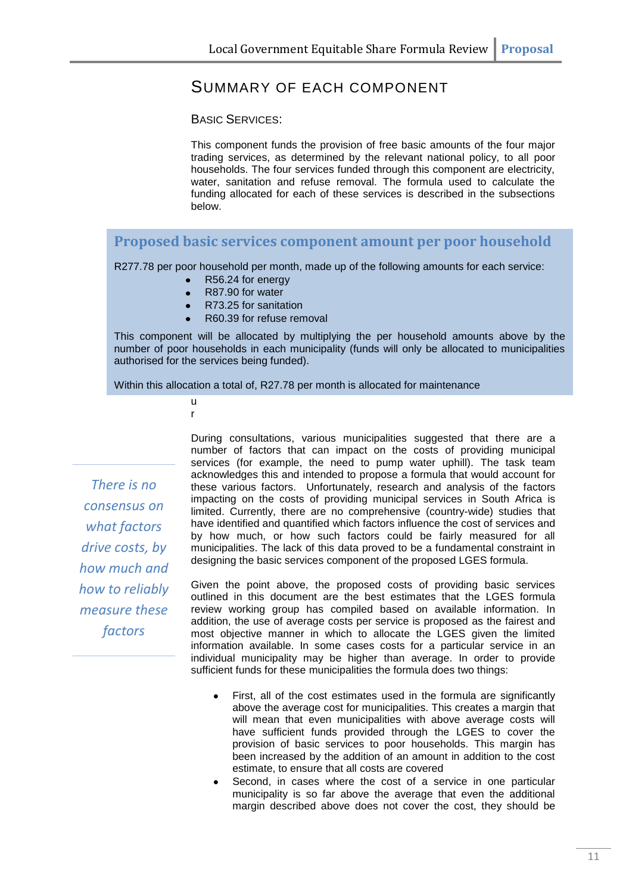## Summary of Each Component

### Basic Services:

This component funds the provision of free basic amounts of the four major trading services, as determined by the relevant national policy, to all poor households. The four services funded through this component are electricity, water, sanitation and refuse removal. The formula used to calculate the funding allocated for each of these services is described in the subsections below.

> **Proposed basic services component amount per poor household**
>
> R277.78 per poor household per month, made up of the following amounts for each service:
>
> - R56.24 for energy
> - R87.90 for water
> - R73.25 for sanitation
> - R60.39 for refuse removal
>
> This component will be allocated by multiplying the per household amounts above by the number of poor households in each municipality (funds will only be allocated to municipalities authorised for the services being funded).
>
> Within this allocation a total of, R27.78 per month is allocated for maintenance

u
r

*There is no consensus on what factors drive costs, by how much and how to reliably measure these factors*

During consultations, various municipalities suggested that there are a number of factors that can impact on the costs of providing municipal services (for example, the need to pump water uphill). The task team acknowledges this and intended to propose a formula that would account for these various factors. Unfortunately, research and analysis of the factors impacting on the costs of providing municipal services in South Africa is limited. Currently, there are no comprehensive (country-wide) studies that have identified and quantified which factors influence the cost of services and by how much, or how such factors could be fairly measured for all municipalities. The lack of this data proved to be a fundamental constraint in designing the basic services component of the proposed LGES formula.

Given the point above, the proposed costs of providing basic services outlined in this document are the best estimates that the LGES formula review working group has compiled based on available information. In addition, the use of average costs per service is proposed as the fairest and most objective manner in which to allocate the LGES given the limited information available. In some cases costs for a particular service in an individual municipality may be higher than average. In order to provide sufficient funds for these municipalities the formula does two things:

- First, all of the cost estimates used in the formula are significantly above the average cost for municipalities. This creates a margin that will mean that even municipalities with above average costs will have sufficient funds provided through the LGES to cover the provision of basic services to poor households. This margin has been increased by the addition of an amount in addition to the cost estimate, to ensure that all costs are covered
- Second, in cases where the cost of a service in one particular municipality is so far above the average that even the additional margin described above does not cover the cost, they should be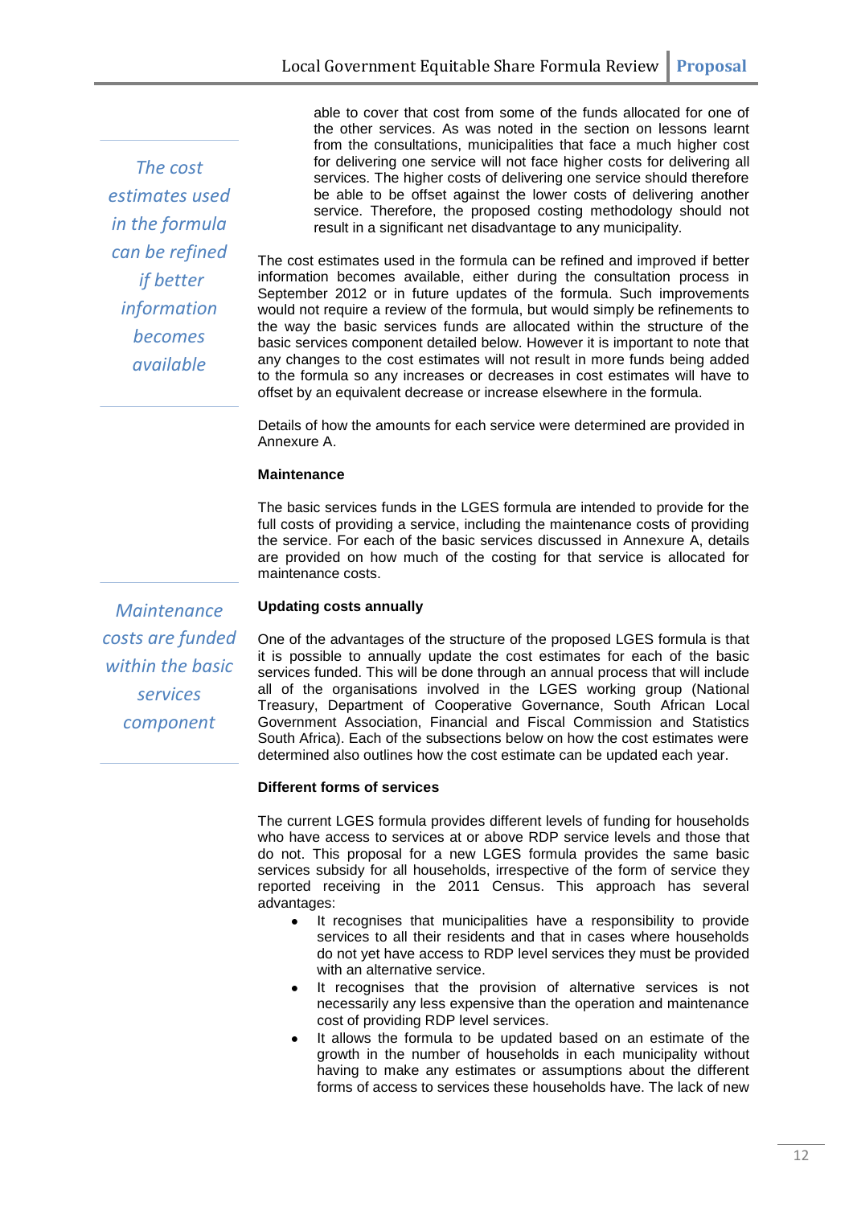able to cover that cost from some of the funds allocated for one of the other services. As was noted in the section on lessons learnt from the consultations, municipalities that face a much higher cost for delivering one service will not face higher costs for delivering all services. The higher costs of delivering one service should therefore be able to be offset against the lower costs of delivering another service. Therefore, the proposed costing methodology should not result in a significant net disadvantage to any municipality.

*The cost estimates used in the formula can be refined if better information becomes available*

The cost estimates used in the formula can be refined and improved if better information becomes available, either during the consultation process in September 2012 or in future updates of the formula. Such improvements would not require a review of the formula, but would simply be refinements to the way the basic services funds are allocated within the structure of the basic services component detailed below. However it is important to note that any changes to the cost estimates will not result in more funds being added to the formula so any increases or decreases in cost estimates will have to offset by an equivalent decrease or increase elsewhere in the formula.

Details of how the amounts for each service were determined are provided in Annexure A.

**Maintenance**

The basic services funds in the LGES formula are intended to provide for the full costs of providing a service, including the maintenance costs of providing the service. For each of the basic services discussed in Annexure A, details are provided on how much of the costing for that service is allocated for maintenance costs.

*Maintenance costs are funded within the basic services component*

**Updating costs annually**

One of the advantages of the structure of the proposed LGES formula is that it is possible to annually update the cost estimates for each of the basic services funded. This will be done through an annual process that will include all of the organisations involved in the LGES working group (National Treasury, Department of Cooperative Governance, South African Local Government Association, Financial and Fiscal Commission and Statistics South Africa). Each of the subsections below on how the cost estimates were determined also outlines how the cost estimate can be updated each year.

**Different forms of services**

The current LGES formula provides different levels of funding for households who have access to services at or above RDP service levels and those that do not. This proposal for a new LGES formula provides the same basic services subsidy for all households, irrespective of the form of service they reported receiving in the 2011 Census. This approach has several advantages:

- It recognises that municipalities have a responsibility to provide services to all their residents and that in cases where households do not yet have access to RDP level services they must be provided with an alternative service.
- It recognises that the provision of alternative services is not necessarily any less expensive than the operation and maintenance cost of providing RDP level services.
- It allows the formula to be updated based on an estimate of the growth in the number of households in each municipality without having to make any estimates or assumptions about the different forms of access to services these households have. The lack of new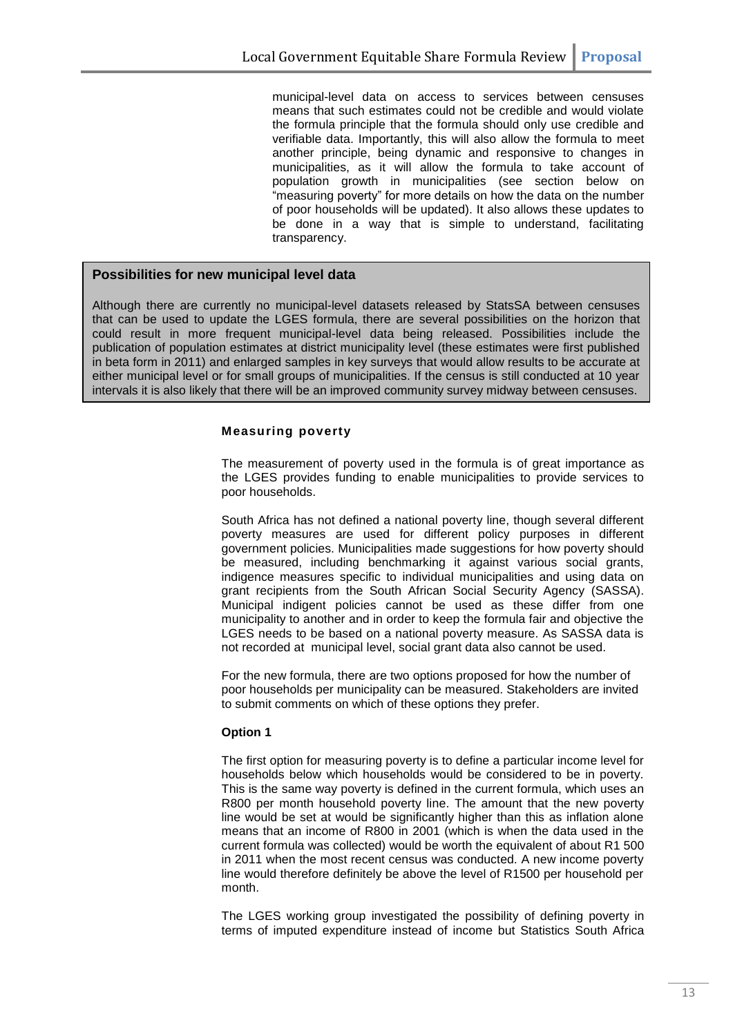municipal-level data on access to services between censuses means that such estimates could not be credible and would violate the formula principle that the formula should only use credible and verifiable data. Importantly, this will also allow the formula to meet another principle, being dynamic and responsive to changes in municipalities, as it will allow the formula to take account of population growth in municipalities (see section below on "measuring poverty" for more details on how the data on the number of poor households will be updated). It also allows these updates to be done in a way that is simple to understand, facilitating transparency.

**Possibilities for new municipal level data**

Although there are currently no municipal-level datasets released by StatsSA between censuses that can be used to update the LGES formula, there are several possibilities on the horizon that could result in more frequent municipal-level data being released. Possibilities include the publication of population estimates at district municipality level (these estimates were first published in beta form in 2011) and enlarged samples in key surveys that would allow results to be accurate at either municipal level or for small groups of municipalities. If the census is still conducted at 10 year intervals it is also likely that there will be an improved community survey midway between censuses.

### Measuring poverty

The measurement of poverty used in the formula is of great importance as the LGES provides funding to enable municipalities to provide services to poor households.

South Africa has not defined a national poverty line, though several different poverty measures are used for different policy purposes in different government policies. Municipalities made suggestions for how poverty should be measured, including benchmarking it against various social grants, indigence measures specific to individual municipalities and using data on grant recipients from the South African Social Security Agency (SASSA). Municipal indigent policies cannot be used as these differ from one municipality to another and in order to keep the formula fair and objective the LGES needs to be based on a national poverty measure. As SASSA data is not recorded at municipal level, social grant data also cannot be used.

For the new formula, there are two options proposed for how the number of poor households per municipality can be measured. Stakeholders are invited to submit comments on which of these options they prefer.

**Option 1**

The first option for measuring poverty is to define a particular income level for households below which households would be considered to be in poverty. This is the same way poverty is defined in the current formula, which uses an R800 per month household poverty line. The amount that the new poverty line would be set at would be significantly higher than this as inflation alone means that an income of R800 in 2001 (which is when the data used in the current formula was collected) would be worth the equivalent of about R1 500 in 2011 when the most recent census was conducted. A new income poverty line would therefore definitely be above the level of R1500 per household per month.

The LGES working group investigated the possibility of defining poverty in terms of imputed expenditure instead of income but Statistics South Africa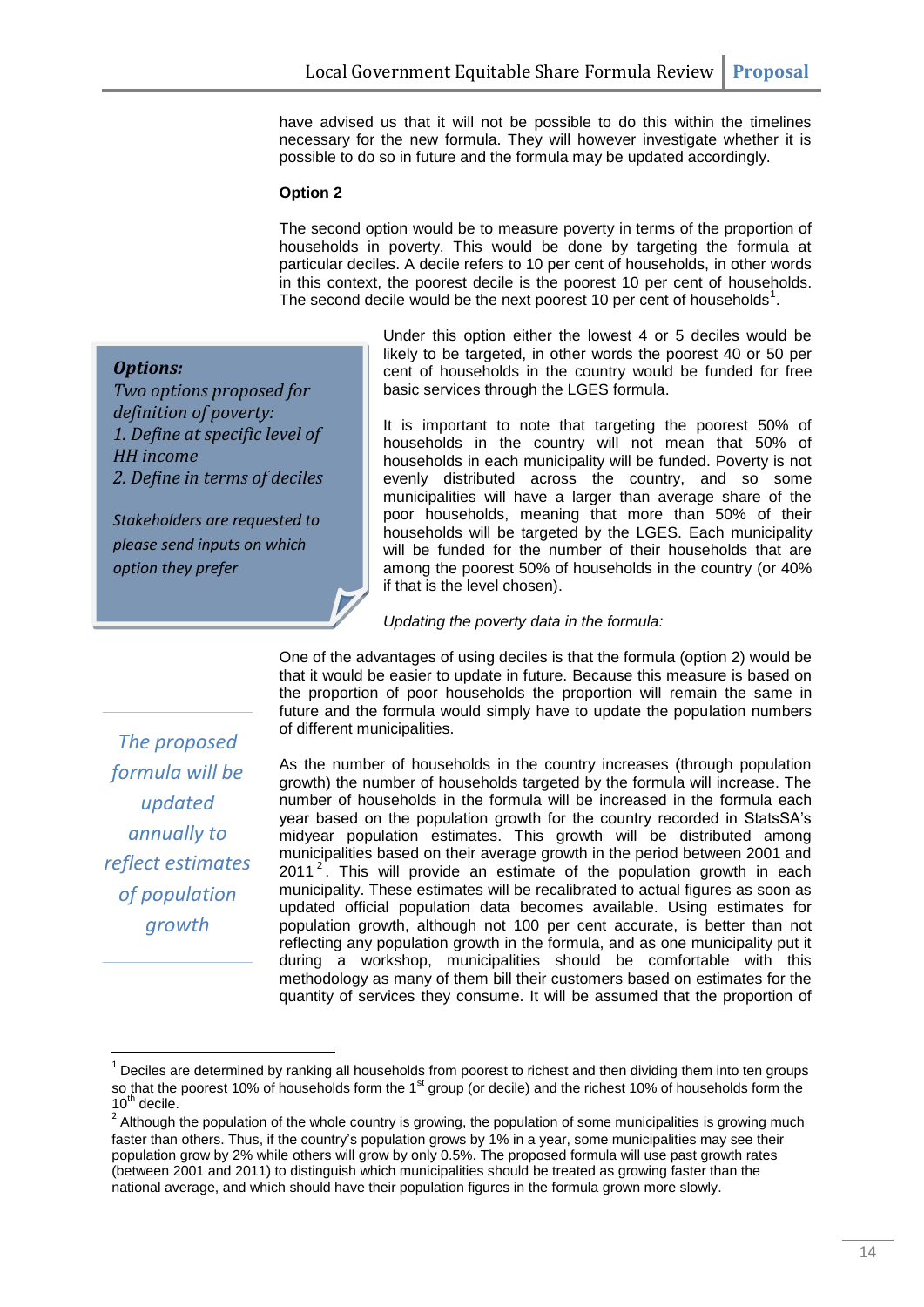have advised us that it will not be possible to do this within the timelines necessary for the new formula. They will however investigate whether it is possible to do so in future and the formula may be updated accordingly.

**Option 2**

The second option would be to measure poverty in terms of the proportion of households in poverty. This would be done by targeting the formula at particular deciles. A decile refers to 10 per cent of households, in other words in this context, the poorest decile is the poorest 10 per cent of households. The second decile would be the next poorest 10 per cent of households[1].

> ***Options:***
> *Two options proposed for definition of poverty:*
> *1. Define at specific level of HH income*
> *2. Define in terms of deciles*
>
> *Stakeholders are requested to please send inputs on which option they prefer*

Under this option either the lowest 4 or 5 deciles would be likely to be targeted, in other words the poorest 40 or 50 per cent of households in the country would be funded for free basic services through the LGES formula.

It is important to note that targeting the poorest 50% of households in the country will not mean that 50% of households in each municipality will be funded. Poverty is not evenly distributed across the country, and so some municipalities will have a larger than average share of the poor households, meaning that more than 50% of their households will be targeted by the LGES. Each municipality will be funded for the number of their households that are among the poorest 50% of households in the country (or 40% if that is the level chosen).

*Updating the poverty data in the formula:*

One of the advantages of using deciles is that the formula (option 2) would be that it would be easier to update in future. Because this measure is based on the proportion of poor households the proportion will remain the same in future and the formula would simply have to update the population numbers of different municipalities.

> *The proposed formula will be updated annually to reflect estimates of population growth*

As the number of households in the country increases (through population growth) the number of households targeted by the formula will increase. The number of households in the formula will be increased in the formula each year based on the population growth for the country recorded in StatsSA's midyear population estimates. This growth will be distributed among municipalities based on their average growth in the period between 2001 and 2011[2]. This will provide an estimate of the population growth in each municipality. These estimates will be recalibrated to actual figures as soon as updated official population data becomes available. Using estimates for population growth, although not 100 per cent accurate, is better than not reflecting any population growth in the formula, and as one municipality put it during a workshop, municipalities should be comfortable with this methodology as many of them bill their customers based on estimates for the quantity of services they consume. It will be assumed that the proportion of

---

[1] Deciles are determined by ranking all households from poorest to richest and then dividing them into ten groups so that the poorest 10% of households form the 1st group (or decile) and the richest 10% of households form the 10th decile.

[2] Although the population of the whole country is growing, the population of some municipalities is growing much faster than others. Thus, if the country's population grows by 1% in a year, some municipalities may see their population grow by 2% while others will grow by only 0.5%. The proposed formula will use past growth rates (between 2001 and 2011) to distinguish which municipalities should be treated as growing faster than the national average, and which should have their population figures in the formula grown more slowly.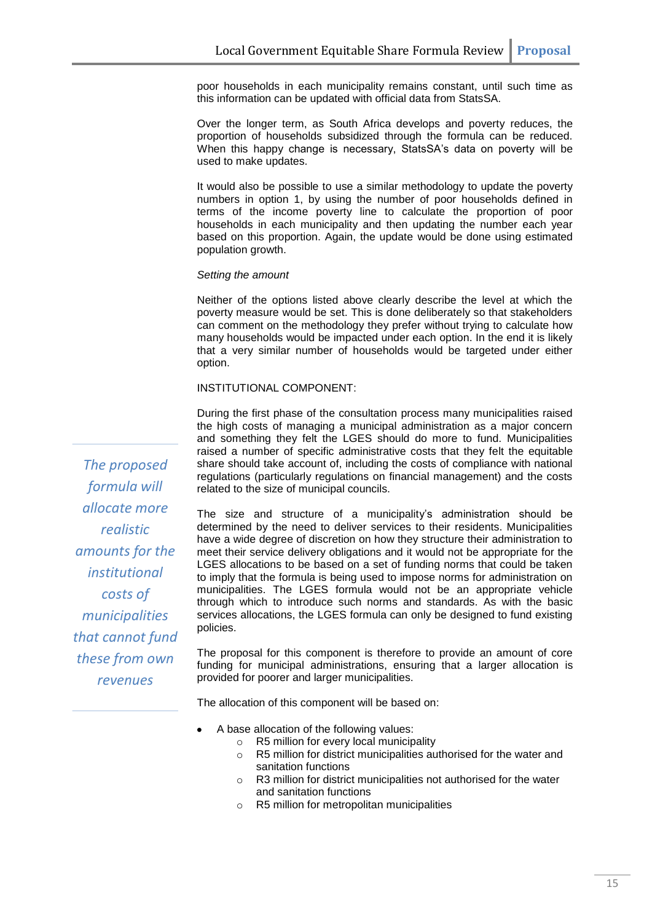poor households in each municipality remains constant, until such time as this information can be updated with official data from StatsSA.

Over the longer term, as South Africa develops and poverty reduces, the proportion of households subsidized through the formula can be reduced. When this happy change is necessary, StatsSA's data on poverty will be used to make updates.

It would also be possible to use a similar methodology to update the poverty numbers in option 1, by using the number of poor households defined in terms of the income poverty line to calculate the proportion of poor households in each municipality and then updating the number each year based on this proportion. Again, the update would be done using estimated population growth.

*Setting the amount*

Neither of the options listed above clearly describe the level at which the poverty measure would be set. This is done deliberately so that stakeholders can comment on the methodology they prefer without trying to calculate how many households would be impacted under each option. In the end it is likely that a very similar number of households would be targeted under either option.

INSTITUTIONAL COMPONENT:

During the first phase of the consultation process many municipalities raised the high costs of managing a municipal administration as a major concern and something they felt the LGES should do more to fund. Municipalities raised a number of specific administrative costs that they felt the equitable share should take account of, including the costs of compliance with national regulations (particularly regulations on financial management) and the costs related to the size of municipal councils.

> *The proposed formula will allocate more realistic amounts for the institutional costs of municipalities that cannot fund these from own revenues*

The size and structure of a municipality's administration should be determined by the need to deliver services to their residents. Municipalities have a wide degree of discretion on how they structure their administration to meet their service delivery obligations and it would not be appropriate for the LGES allocations to be based on a set of funding norms that could be taken to imply that the formula is being used to impose norms for administration on municipalities. The LGES formula would not be an appropriate vehicle through which to introduce such norms and standards. As with the basic services allocations, the LGES formula can only be designed to fund existing policies.

The proposal for this component is therefore to provide an amount of core funding for municipal administrations, ensuring that a larger allocation is provided for poorer and larger municipalities.

The allocation of this component will be based on:

- A base allocation of the following values:
  - R5 million for every local municipality
  - R5 million for district municipalities authorised for the water and sanitation functions
  - R3 million for district municipalities not authorised for the water and sanitation functions
  - R5 million for metropolitan municipalities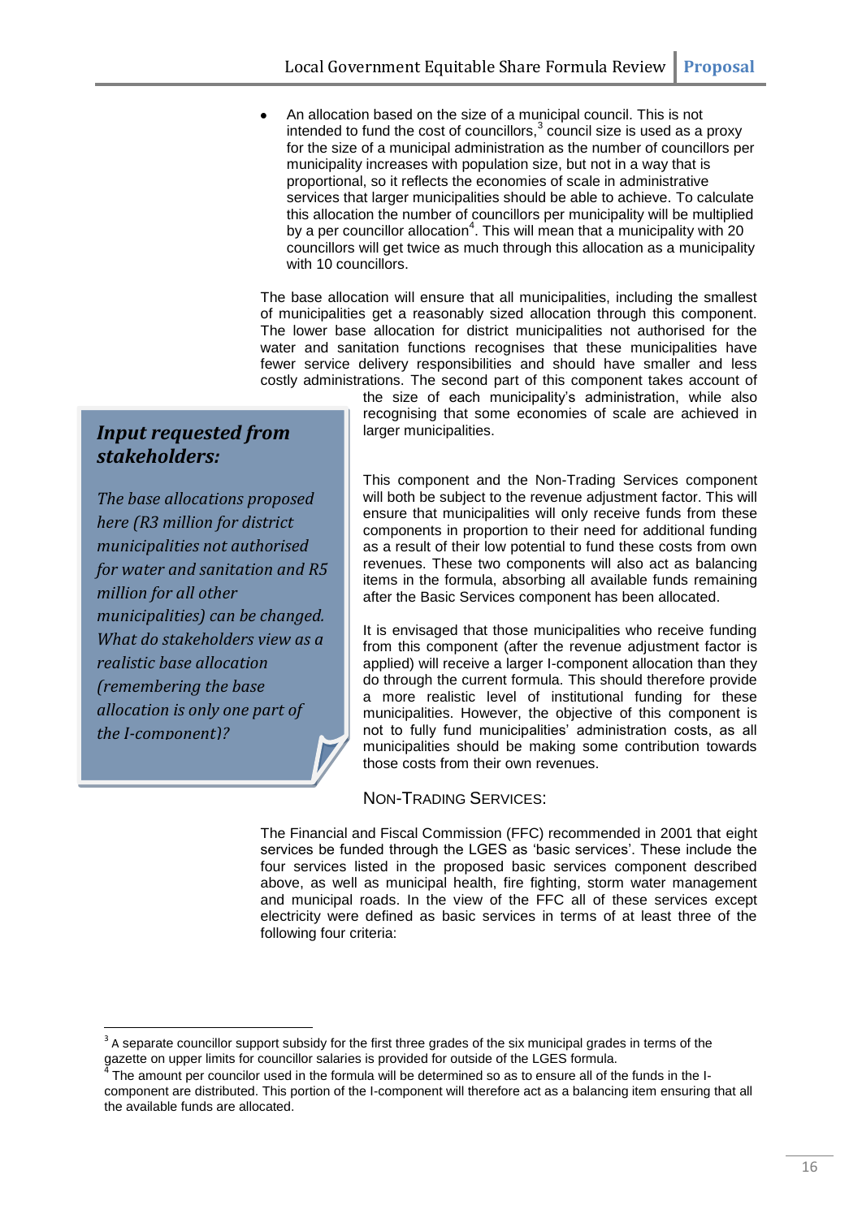- An allocation based on the size of a municipal council. This is not intended to fund the cost of councillors,[3] council size is used as a proxy for the size of a municipal administration as the number of councillors per municipality increases with population size, but not in a way that is proportional, so it reflects the economies of scale in administrative services that larger municipalities should be able to achieve. To calculate this allocation the number of councillors per municipality will be multiplied by a per councillor allocation[4]. This will mean that a municipality with 20 councillors will get twice as much through this allocation as a municipality with 10 councillors.

The base allocation will ensure that all municipalities, including the smallest of municipalities get a reasonably sized allocation through this component. The lower base allocation for district municipalities not authorised for the water and sanitation functions recognises that these municipalities have fewer service delivery responsibilities and should have smaller and less costly administrations. The second part of this component takes account of the size of each municipality's administration, while also recognising that some economies of scale are achieved in larger municipalities.

> ***Input requested from stakeholders:***
>
> *The base allocations proposed here (R3 million for district municipalities not authorised for water and sanitation and R5 million for all other municipalities) can be changed. What do stakeholders view as a realistic base allocation (remembering the base allocation is only one part of the I-component)?*

This component and the Non-Trading Services component will both be subject to the revenue adjustment factor. This will ensure that municipalities will only receive funds from these components in proportion to their need for additional funding as a result of their low potential to fund these costs from own revenues. These two components will also act as balancing items in the formula, absorbing all available funds remaining after the Basic Services component has been allocated.

It is envisaged that those municipalities who receive funding from this component (after the revenue adjustment factor is applied) will receive a larger I-component allocation than they do through the current formula. This should therefore provide a more realistic level of institutional funding for these municipalities. However, the objective of this component is not to fully fund municipalities' administration costs, as all municipalities should be making some contribution towards those costs from their own revenues.

### NON-TRADING SERVICES:

The Financial and Fiscal Commission (FFC) recommended in 2001 that eight services be funded through the LGES as 'basic services'. These include the four services listed in the proposed basic services component described above, as well as municipal health, fire fighting, storm water management and municipal roads. In the view of the FFC all of these services except electricity were defined as basic services in terms of at least three of the following four criteria:

---

[3] A separate councillor support subsidy for the first three grades of the six municipal grades in terms of the gazette on upper limits for councillor salaries is provided for outside of the LGES formula.

[4] The amount per councilor used in the formula will be determined so as to ensure all of the funds in the I-component are distributed. This portion of the I-component will therefore act as a balancing item ensuring that all the available funds are allocated.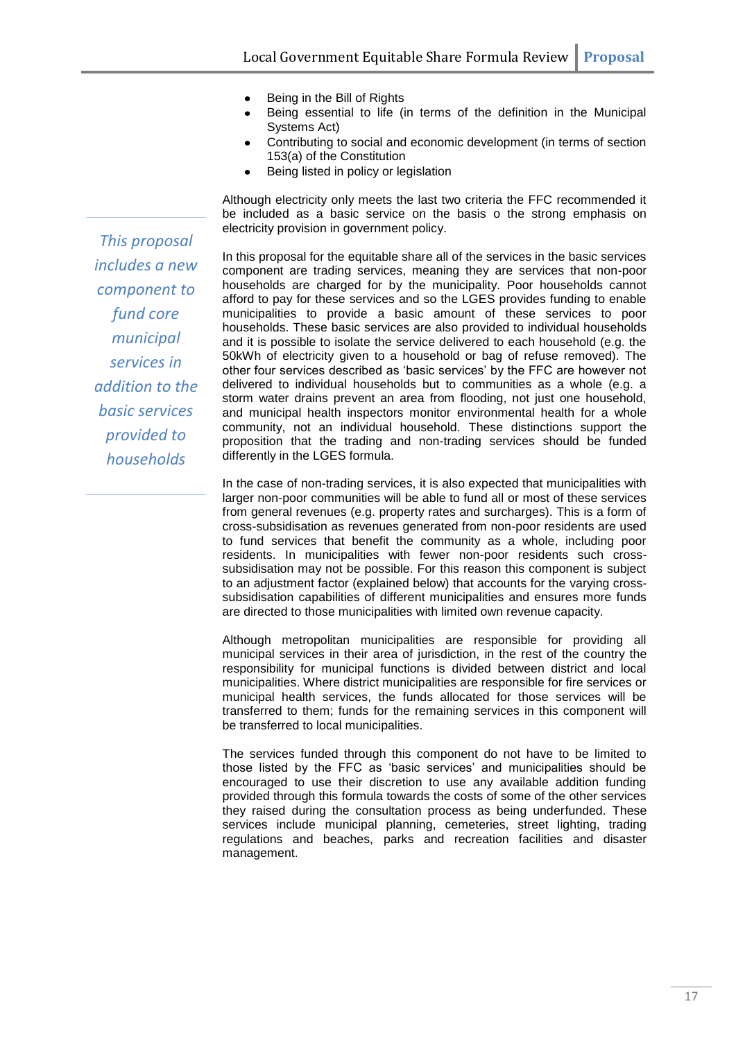- Being in the Bill of Rights
- Being essential to life (in terms of the definition in the Municipal Systems Act)
- Contributing to social and economic development (in terms of section 153(a) of the Constitution
- Being listed in policy or legislation

Although electricity only meets the last two criteria the FFC recommended it be included as a basic service on the basis o the strong emphasis on electricity provision in government policy.

*This proposal includes a new component to fund core municipal services in addition to the basic services provided to households*

In this proposal for the equitable share all of the services in the basic services component are trading services, meaning they are services that non-poor households are charged for by the municipality. Poor households cannot afford to pay for these services and so the LGES provides funding to enable municipalities to provide a basic amount of these services to poor households. These basic services are also provided to individual households and it is possible to isolate the service delivered to each household (e.g. the 50kWh of electricity given to a household or bag of refuse removed). The other four services described as 'basic services' by the FFC are however not delivered to individual households but to communities as a whole (e.g. a storm water drains prevent an area from flooding, not just one household, and municipal health inspectors monitor environmental health for a whole community, not an individual household. These distinctions support the proposition that the trading and non-trading services should be funded differently in the LGES formula.

In the case of non-trading services, it is also expected that municipalities with larger non-poor communities will be able to fund all or most of these services from general revenues (e.g. property rates and surcharges). This is a form of cross-subsidisation as revenues generated from non-poor residents are used to fund services that benefit the community as a whole, including poor residents. In municipalities with fewer non-poor residents such cross-subsidisation may not be possible. For this reason this component is subject to an adjustment factor (explained below) that accounts for the varying cross-subsidisation capabilities of different municipalities and ensures more funds are directed to those municipalities with limited own revenue capacity.

Although metropolitan municipalities are responsible for providing all municipal services in their area of jurisdiction, in the rest of the country the responsibility for municipal functions is divided between district and local municipalities. Where district municipalities are responsible for fire services or municipal health services, the funds allocated for those services will be transferred to them; funds for the remaining services in this component will be transferred to local municipalities.

The services funded through this component do not have to be limited to those listed by the FFC as 'basic services' and municipalities should be encouraged to use their discretion to use any available addition funding provided through this formula towards the costs of some of the other services they raised during the consultation process as being underfunded. These services include municipal planning, cemeteries, street lighting, trading regulations and beaches, parks and recreation facilities and disaster management.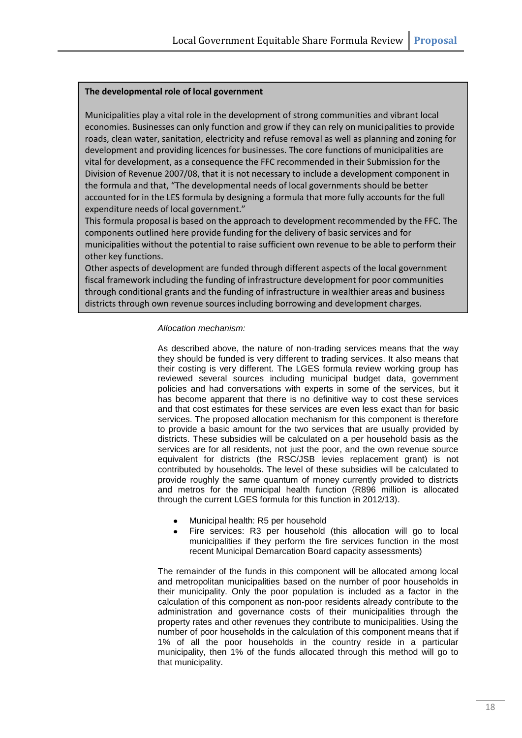**The developmental role of local government**

Municipalities play a vital role in the development of strong communities and vibrant local economies. Businesses can only function and grow if they can rely on municipalities to provide roads, clean water, sanitation, electricity and refuse removal as well as planning and zoning for development and providing licences for businesses. The core functions of municipalities are vital for development, as a consequence the FFC recommended in their Submission for the Division of Revenue 2007/08, that it is not necessary to include a development component in the formula and that, "The developmental needs of local governments should be better accounted for in the LES formula by designing a formula that more fully accounts for the full expenditure needs of local government."

This formula proposal is based on the approach to development recommended by the FFC. The components outlined here provide funding for the delivery of basic services and for municipalities without the potential to raise sufficient own revenue to be able to perform their other key functions.

Other aspects of development are funded through different aspects of the local government fiscal framework including the funding of infrastructure development for poor communities through conditional grants and the funding of infrastructure in wealthier areas and business districts through own revenue sources including borrowing and development charges.

*Allocation mechanism:*

As described above, the nature of non-trading services means that the way they should be funded is very different to trading services. It also means that their costing is very different. The LGES formula review working group has reviewed several sources including municipal budget data, government policies and had conversations with experts in some of the services, but it has become apparent that there is no definitive way to cost these services and that cost estimates for these services are even less exact than for basic services. The proposed allocation mechanism for this component is therefore to provide a basic amount for the two services that are usually provided by districts. These subsidies will be calculated on a per household basis as the services are for all residents, not just the poor, and the own revenue source equivalent for districts (the RSC/JSB levies replacement grant) is not contributed by households. The level of these subsidies will be calculated to provide roughly the same quantum of money currently provided to districts and metros for the municipal health function (R896 million is allocated through the current LGES formula for this function in 2012/13).

- Municipal health: R5 per household
- Fire services: R3 per household (this allocation will go to local municipalities if they perform the fire services function in the most recent Municipal Demarcation Board capacity assessments)

The remainder of the funds in this component will be allocated among local and metropolitan municipalities based on the number of poor households in their municipality. Only the poor population is included as a factor in the calculation of this component as non-poor residents already contribute to the administration and governance costs of their municipalities through the property rates and other revenues they contribute to municipalities. Using the number of poor households in the calculation of this component means that if 1% of all the poor households in the country reside in a particular municipality, then 1% of the funds allocated through this method will go to that municipality.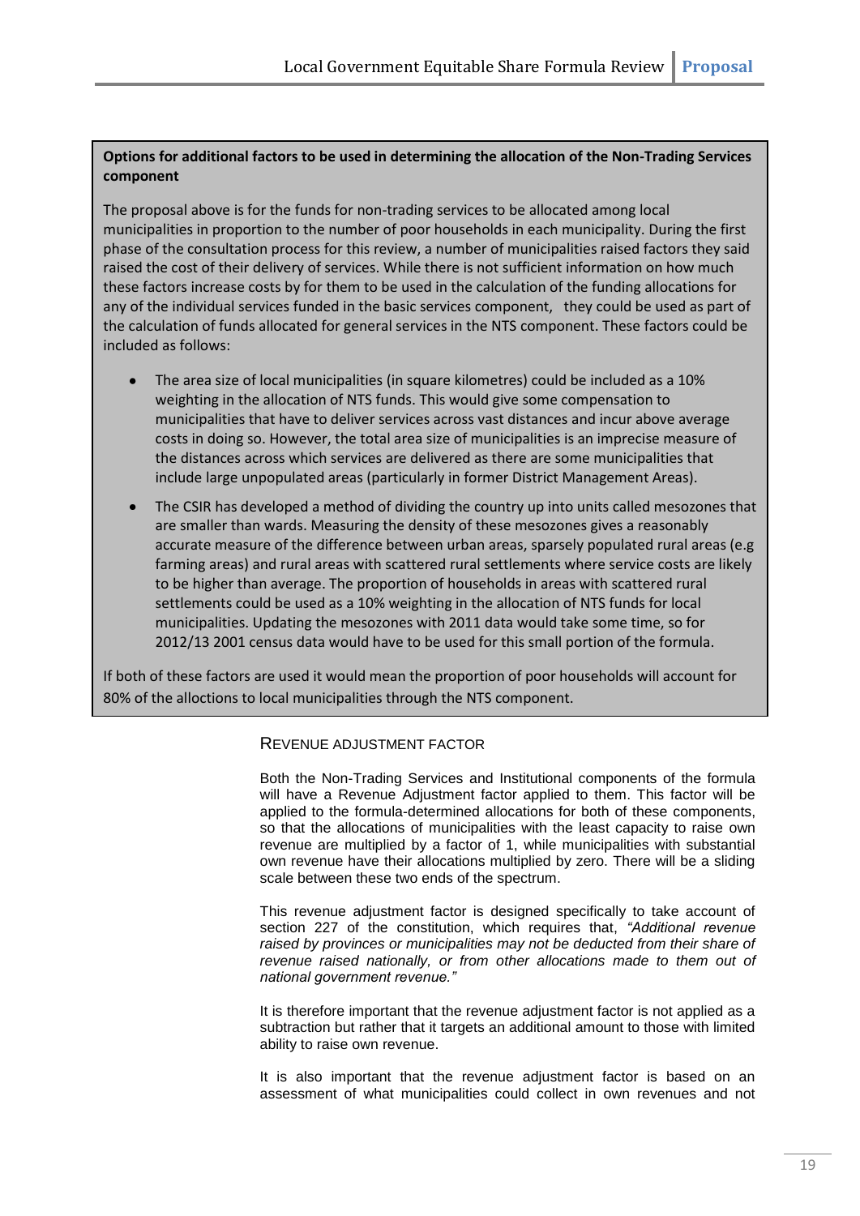**Options for additional factors to be used in determining the allocation of the Non-Trading Services component**

The proposal above is for the funds for non-trading services to be allocated among local municipalities in proportion to the number of poor households in each municipality. During the first phase of the consultation process for this review, a number of municipalities raised factors they said raised the cost of their delivery of services. While there is not sufficient information on how much these factors increase costs by for them to be used in the calculation of the funding allocations for any of the individual services funded in the basic services component, they could be used as part of the calculation of funds allocated for general services in the NTS component. These factors could be included as follows:

- The area size of local municipalities (in square kilometres) could be included as a 10% weighting in the allocation of NTS funds. This would give some compensation to municipalities that have to deliver services across vast distances and incur above average costs in doing so. However, the total area size of municipalities is an imprecise measure of the distances across which services are delivered as there are some municipalities that include large unpopulated areas (particularly in former District Management Areas).
- The CSIR has developed a method of dividing the country up into units called mesozones that are smaller than wards. Measuring the density of these mesozones gives a reasonably accurate measure of the difference between urban areas, sparsely populated rural areas (e.g farming areas) and rural areas with scattered rural settlements where service costs are likely to be higher than average. The proportion of households in areas with scattered rural settlements could be used as a 10% weighting in the allocation of NTS funds for local municipalities. Updating the mesozones with 2011 data would take some time, so for 2012/13 2001 census data would have to be used for this small portion of the formula.

If both of these factors are used it would mean the proportion of poor households will account for 80% of the alloctions to local municipalities through the NTS component.

### Revenue Adjustment Factor

Both the Non-Trading Services and Institutional components of the formula will have a Revenue Adjustment factor applied to them. This factor will be applied to the formula-determined allocations for both of these components, so that the allocations of municipalities with the least capacity to raise own revenue are multiplied by a factor of 1, while municipalities with substantial own revenue have their allocations multiplied by zero. There will be a sliding scale between these two ends of the spectrum.

This revenue adjustment factor is designed specifically to take account of section 227 of the constitution, which requires that, *"Additional revenue raised by provinces or municipalities may not be deducted from their share of revenue raised nationally, or from other allocations made to them out of national government revenue."*

It is therefore important that the revenue adjustment factor is not applied as a subtraction but rather that it targets an additional amount to those with limited ability to raise own revenue.

It is also important that the revenue adjustment factor is based on an assessment of what municipalities could collect in own revenues and not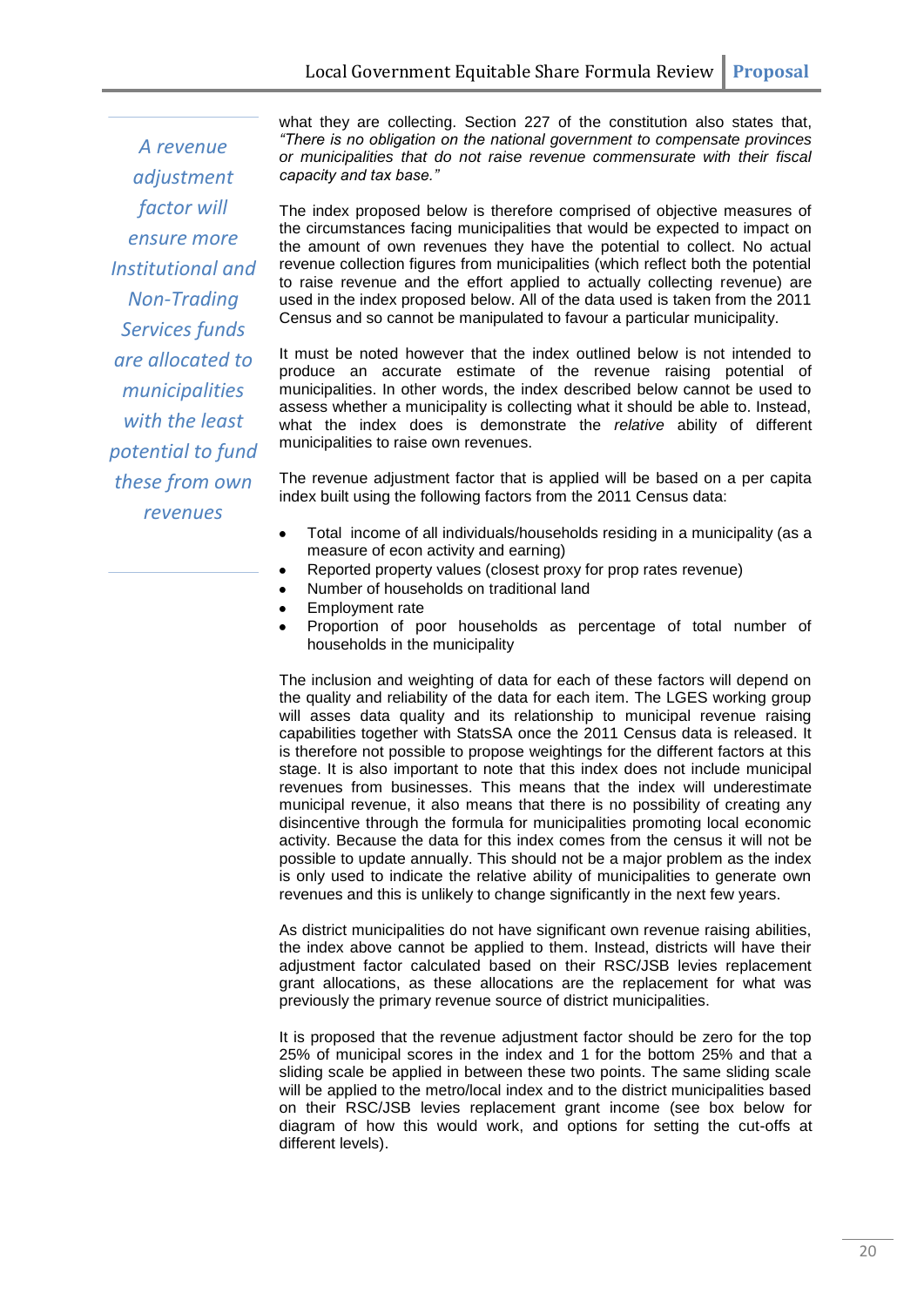*A revenue adjustment factor will ensure more Institutional and Non-Trading Services funds are allocated to municipalities with the least potential to fund these from own revenues*

what they are collecting. Section 227 of the constitution also states that, *"There is no obligation on the national government to compensate provinces or municipalities that do not raise revenue commensurate with their fiscal capacity and tax base."*

The index proposed below is therefore comprised of objective measures of the circumstances facing municipalities that would be expected to impact on the amount of own revenues they have the potential to collect. No actual revenue collection figures from municipalities (which reflect both the potential to raise revenue and the effort applied to actually collecting revenue) are used in the index proposed below. All of the data used is taken from the 2011 Census and so cannot be manipulated to favour a particular municipality.

It must be noted however that the index outlined below is not intended to produce an accurate estimate of the revenue raising potential of municipalities. In other words, the index described below cannot be used to assess whether a municipality is collecting what it should be able to. Instead, what the index does is demonstrate the *relative* ability of different municipalities to raise own revenues.

The revenue adjustment factor that is applied will be based on a per capita index built using the following factors from the 2011 Census data:

- Total income of all individuals/households residing in a municipality (as a measure of econ activity and earning)
- Reported property values (closest proxy for prop rates revenue)
- Number of households on traditional land
- Employment rate
- Proportion of poor households as percentage of total number of households in the municipality

The inclusion and weighting of data for each of these factors will depend on the quality and reliability of the data for each item. The LGES working group will asses data quality and its relationship to municipal revenue raising capabilities together with StatsSA once the 2011 Census data is released. It is therefore not possible to propose weightings for the different factors at this stage. It is also important to note that this index does not include municipal revenues from businesses. This means that the index will underestimate municipal revenue, it also means that there is no possibility of creating any disincentive through the formula for municipalities promoting local economic activity. Because the data for this index comes from the census it will not be possible to update annually. This should not be a major problem as the index is only used to indicate the relative ability of municipalities to generate own revenues and this is unlikely to change significantly in the next few years.

As district municipalities do not have significant own revenue raising abilities, the index above cannot be applied to them. Instead, districts will have their adjustment factor calculated based on their RSC/JSB levies replacement grant allocations, as these allocations are the replacement for what was previously the primary revenue source of district municipalities.

It is proposed that the revenue adjustment factor should be zero for the top 25% of municipal scores in the index and 1 for the bottom 25% and that a sliding scale be applied in between these two points. The same sliding scale will be applied to the metro/local index and to the district municipalities based on their RSC/JSB levies replacement grant income (see box below for diagram of how this would work, and options for setting the cut-offs at different levels).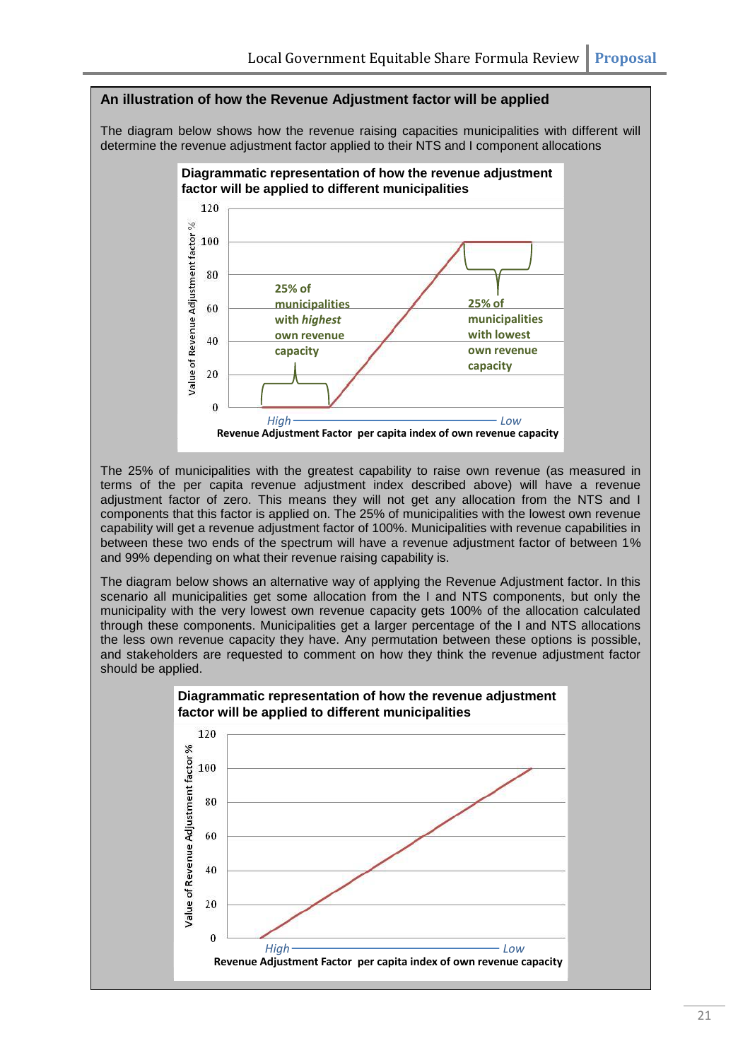**An illustration of how the Revenue Adjustment factor will be applied**

The diagram below shows how the revenue raising capacities municipalities with different will determine the revenue adjustment factor applied to their NTS and I component allocations

**Diagrammatic representation of how the revenue adjustment factor will be applied to different municipalities**

The 25% of municipalities with the greatest capability to raise own revenue (as measured in terms of the per capita revenue adjustment index described above) will have a revenue adjustment factor of zero. This means they will not get any allocation from the NTS and I components that this factor is applied on. The 25% of municipalities with the lowest own revenue capability will get a revenue adjustment factor of 100%. Municipalities with revenue capabilities in between these two ends of the spectrum will have a revenue adjustment factor of between 1% and 99% depending on what their revenue raising capability is.

The diagram below shows an alternative way of applying the Revenue Adjustment factor. In this scenario all municipalities get some allocation from the I and NTS components, but only the municipality with the very lowest own revenue capacity gets 100% of the allocation calculated through these components. Municipalities get a larger percentage of the I and NTS allocations the less own revenue capacity they have. Any permutation between these options is possible, and stakeholders are requested to comment on how they think the revenue adjustment factor should be applied.

**Diagrammatic representation of how the revenue adjustment factor will be applied to different municipalities**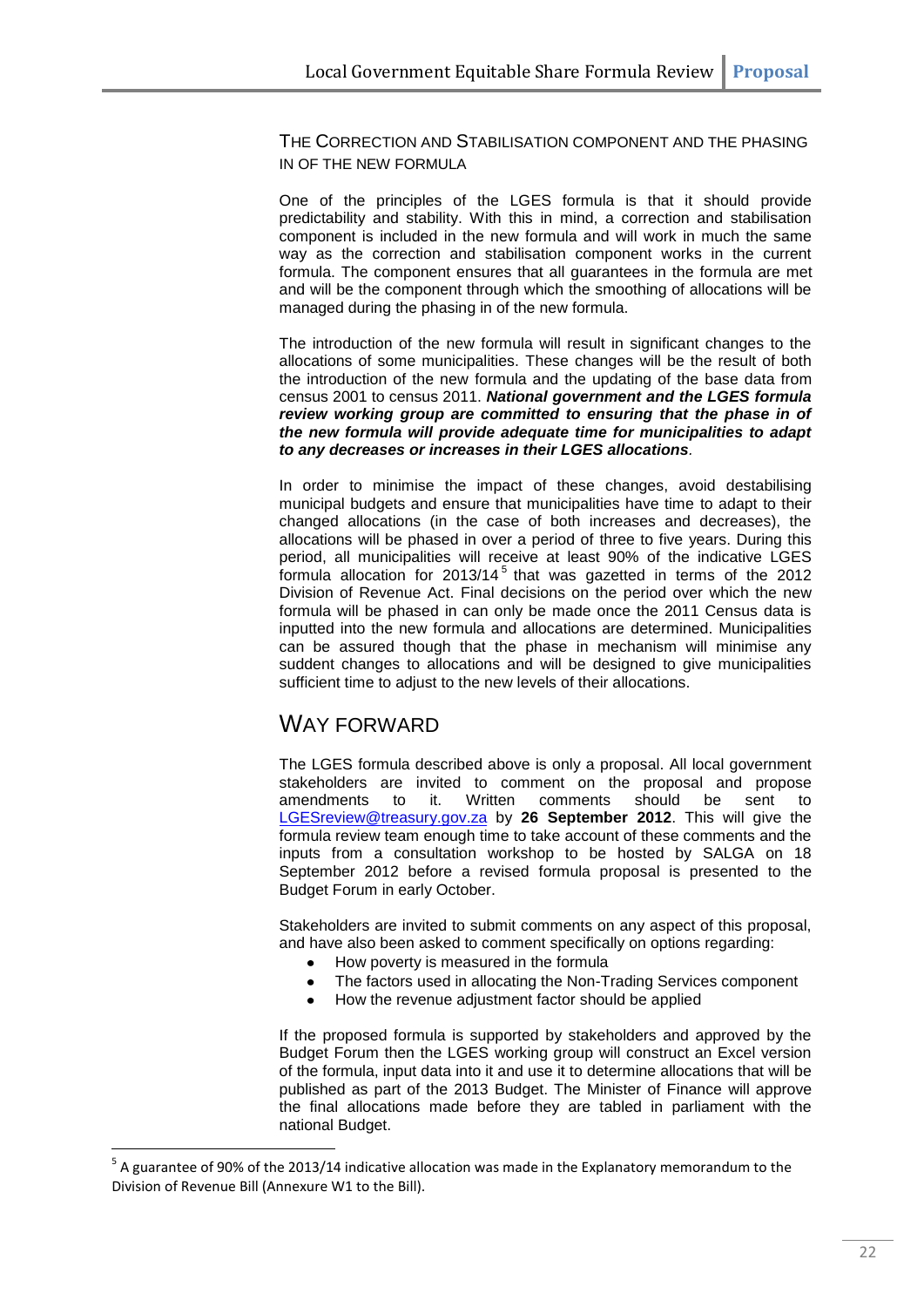### The Correction and Stabilisation Component and the Phasing in of the New Formula

One of the principles of the LGES formula is that it should provide predictability and stability. With this in mind, a correction and stabilisation component is included in the new formula and will work in much the same way as the correction and stabilisation component works in the current formula. The component ensures that all guarantees in the formula are met and will be the component through which the smoothing of allocations will be managed during the phasing in of the new formula.

The introduction of the new formula will result in significant changes to the allocations of some municipalities. These changes will be the result of both the introduction of the new formula and the updating of the base data from census 2001 to census 2011. ***National government and the LGES formula review working group are committed to ensuring that the phase in of the new formula will provide adequate time for municipalities to adapt to any decreases or increases in their LGES allocations***.

In order to minimise the impact of these changes, avoid destabilising municipal budgets and ensure that municipalities have time to adapt to their changed allocations (in the case of both increases and decreases), the allocations will be phased in over a period of three to five years. During this period, all municipalities will receive at least 90% of the indicative LGES formula allocation for 2013/14[5] that was gazetted in terms of the 2012 Division of Revenue Act. Final decisions on the period over which the new formula will be phased in can only be made once the 2011 Census data is inputted into the new formula and allocations are determined. Municipalities can be assured though that the phase in mechanism will minimise any suddent changes to allocations and will be designed to give municipalities sufficient time to adjust to the new levels of their allocations.

## Way Forward

The LGES formula described above is only a proposal. All local government stakeholders are invited to comment on the proposal and propose amendments to it. Written comments should be sent to LGESreview@treasury.gov.za by **26 September 2012**. This will give the formula review team enough time to take account of these comments and the inputs from a consultation workshop to be hosted by SALGA on 18 September 2012 before a revised formula proposal is presented to the Budget Forum in early October.

Stakeholders are invited to submit comments on any aspect of this proposal, and have also been asked to comment specifically on options regarding:

- How poverty is measured in the formula
- The factors used in allocating the Non-Trading Services component
- How the revenue adjustment factor should be applied

If the proposed formula is supported by stakeholders and approved by the Budget Forum then the LGES working group will construct an Excel version of the formula, input data into it and use it to determine allocations that will be published as part of the 2013 Budget. The Minister of Finance will approve the final allocations made before they are tabled in parliament with the national Budget.

[5] A guarantee of 90% of the 2013/14 indicative allocation was made in the Explanatory memorandum to the Division of Revenue Bill (Annexure W1 to the Bill).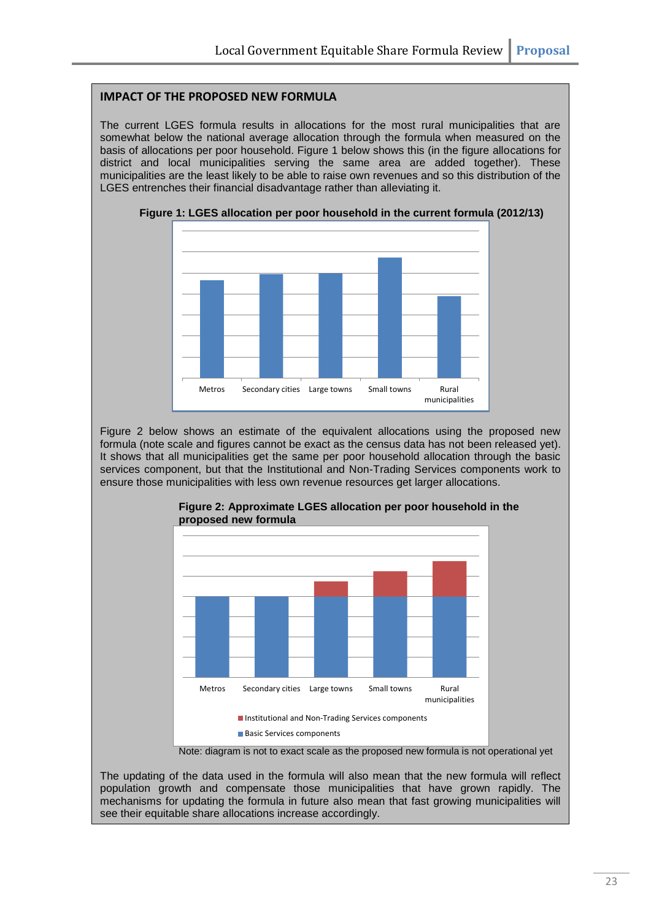## IMPACT OF THE PROPOSED NEW FORMULA

The current LGES formula results in allocations for the most rural municipalities that are somewhat below the national average allocation through the formula when measured on the basis of allocations per poor household. Figure 1 below shows this (in the figure allocations for district and local municipalities serving the same area are added together). These municipalities are the least likely to be able to raise own revenues and so this distribution of the LGES entrenches their financial disadvantage rather than alleviating it.

**Figure 1: LGES allocation per poor household in the current formula (2012/13)**

Metros | Secondary cities | Large towns | Small towns | Rural municipalities

Figure 2 below shows an estimate of the equivalent allocations using the proposed new formula (note scale and figures cannot be exact as the census data has not been released yet). It shows that all municipalities get the same per poor household allocation through the basic services component, but that the Institutional and Non-Trading Services components work to ensure those municipalities with less own revenue resources get larger allocations.

**Figure 2: Approximate LGES allocation per poor household in the proposed new formula**

Metros | Secondary cities | Large towns | Small towns | Rural municipalities

- Institutional and Non-Trading Services components
- Basic Services components

Note: diagram is not to exact scale as the proposed new formula is not operational yet

The updating of the data used in the formula will also mean that the new formula will reflect population growth and compensate those municipalities that have grown rapidly. The mechanisms for updating the formula in future also mean that fast growing municipalities will see their equitable share allocations increase accordingly.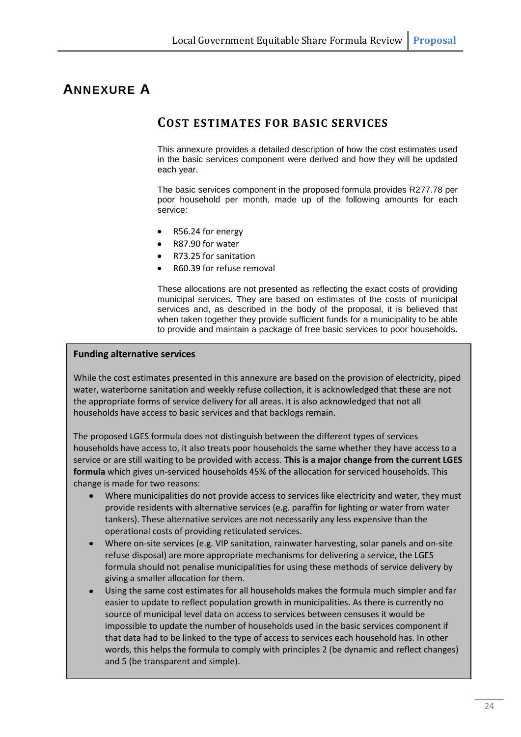# ANNEXURE A

## COST ESTIMATES FOR BASIC SERVICES

This annexure provides a detailed description of how the cost estimates used in the basic services component were derived and how they will be updated each year.

The basic services component in the proposed formula provides R277.78 per poor household per month, made up of the following amounts for each service:

- R56.24 for energy
- R87.90 for water
- R73.25 for sanitation
- R60.39 for refuse removal

These allocations are not presented as reflecting the exact costs of providing municipal services. They are based on estimates of the costs of municipal services and, as described in the body of the proposal, it is believed that when taken together they provide sufficient funds for a municipality to be able to provide and maintain a package of free basic services to poor households.

**Funding alternative services**

While the cost estimates presented in this annexure are based on the provision of electricity, piped water, waterborne sanitation and weekly refuse collection, it is acknowledged that these are not the appropriate forms of service delivery for all areas. It is also acknowledged that not all households have access to basic services and that backlogs remain.

The proposed LGES formula does not distinguish between the different types of services households have access to, it also treats poor households the same whether they have access to a service or are still waiting to be provided with access. **This is a major change from the current LGES formula** which gives un-serviced households 45% of the allocation for serviced households. This change is made for two reasons:

- Where municipalities do not provide access to services like electricity and water, they must provide residents with alternative services (e.g. paraffin for lighting or water from water tankers). These alternative services are not necessarily any less expensive than the operational costs of providing reticulated services.
- Where on-site services (e.g. VIP sanitation, rainwater harvesting, solar panels and on-site refuse disposal) are more appropriate mechanisms for delivering a service, the LGES formula should not penalise municipalities for using these methods of service delivery by giving a smaller allocation for them.
- Using the same cost estimates for all households makes the formula much simpler and far easier to update to reflect population growth in municipalities. As there is currently no source of municipal level data on access to services between censuses it would be impossible to update the number of households used in the basic services component if that data had to be linked to the type of access to services each household has. In other words, this helps the formula to comply with principles 2 (be dynamic and reflect changes) and 5 (be transparent and simple).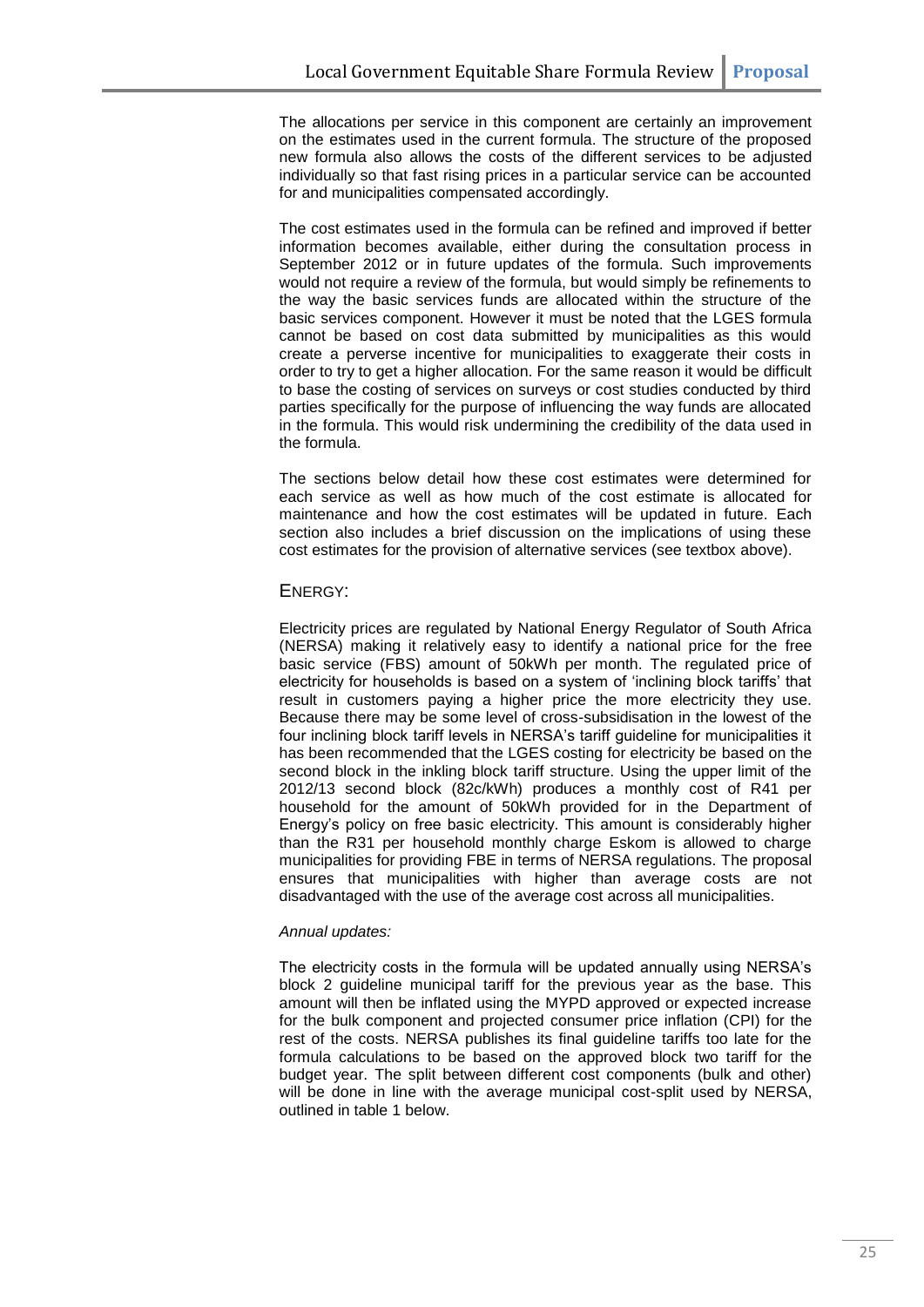The allocations per service in this component are certainly an improvement on the estimates used in the current formula. The structure of the proposed new formula also allows the costs of the different services to be adjusted individually so that fast rising prices in a particular service can be accounted for and municipalities compensated accordingly.

The cost estimates used in the formula can be refined and improved if better information becomes available, either during the consultation process in September 2012 or in future updates of the formula. Such improvements would not require a review of the formula, but would simply be refinements to the way the basic services funds are allocated within the structure of the basic services component. However it must be noted that the LGES formula cannot be based on cost data submitted by municipalities as this would create a perverse incentive for municipalities to exaggerate their costs in order to try to get a higher allocation. For the same reason it would be difficult to base the costing of services on surveys or cost studies conducted by third parties specifically for the purpose of influencing the way funds are allocated in the formula. This would risk undermining the credibility of the data used in the formula.

The sections below detail how these cost estimates were determined for each service as well as how much of the cost estimate is allocated for maintenance and how the cost estimates will be updated in future. Each section also includes a brief discussion on the implications of using these cost estimates for the provision of alternative services (see textbox above).

## ENERGY:

Electricity prices are regulated by National Energy Regulator of South Africa (NERSA) making it relatively easy to identify a national price for the free basic service (FBS) amount of 50kWh per month. The regulated price of electricity for households is based on a system of 'inclining block tariffs' that result in customers paying a higher price the more electricity they use. Because there may be some level of cross-subsidisation in the lowest of the four inclining block tariff levels in NERSA's tariff guideline for municipalities it has been recommended that the LGES costing for electricity be based on the second block in the inkling block tariff structure. Using the upper limit of the 2012/13 second block (82c/kWh) produces a monthly cost of R41 per household for the amount of 50kWh provided for in the Department of Energy's policy on free basic electricity. This amount is considerably higher than the R31 per household monthly charge Eskom is allowed to charge municipalities for providing FBE in terms of NERSA regulations. The proposal ensures that municipalities with higher than average costs are not disadvantaged with the use of the average cost across all municipalities.

*Annual updates:*

The electricity costs in the formula will be updated annually using NERSA's block 2 guideline municipal tariff for the previous year as the base. This amount will then be inflated using the MYPD approved or expected increase for the bulk component and projected consumer price inflation (CPI) for the rest of the costs. NERSA publishes its final guideline tariffs too late for the formula calculations to be based on the approved block two tariff for the budget year. The split between different cost components (bulk and other) will be done in line with the average municipal cost-split used by NERSA, outlined in table 1 below.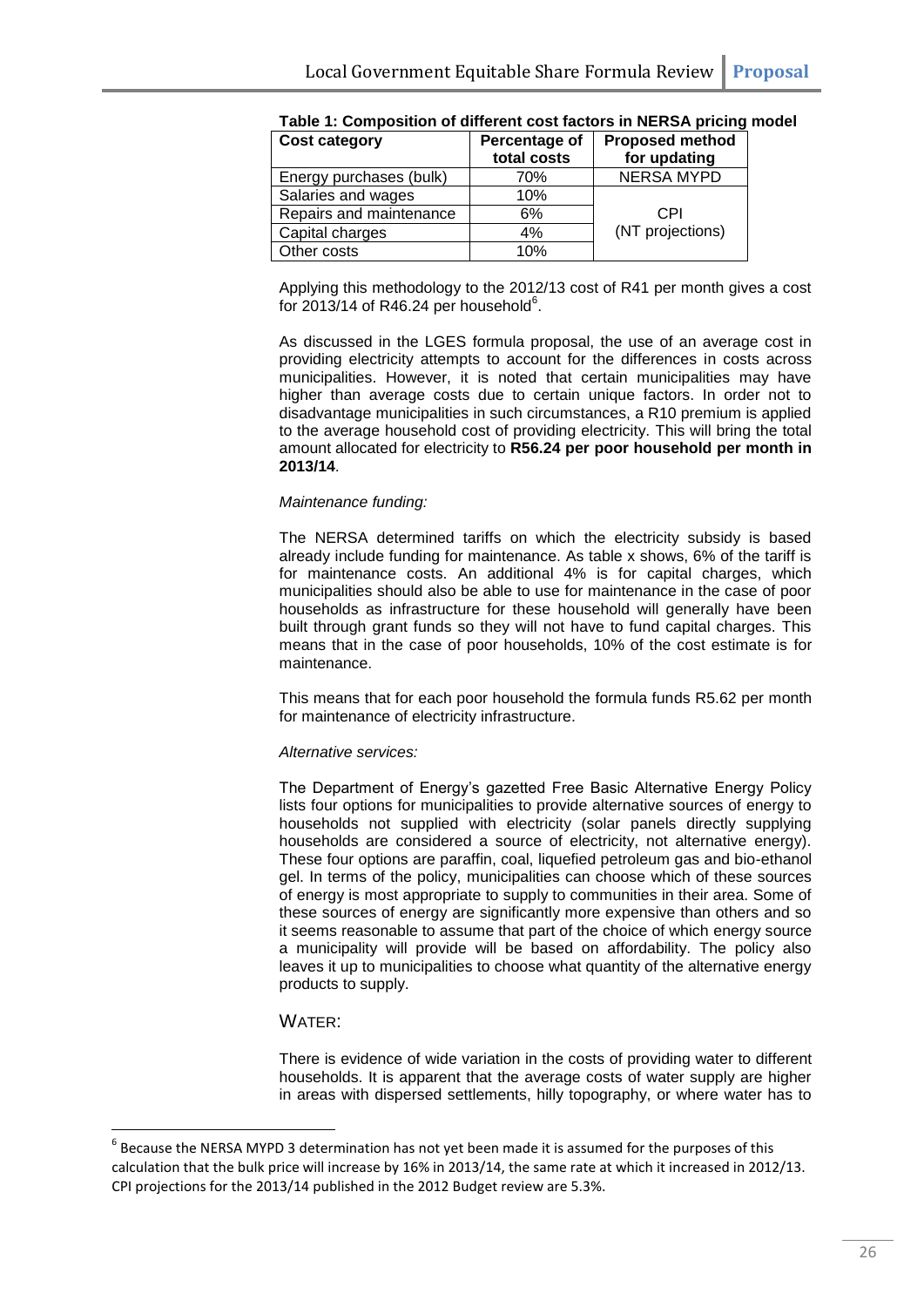**Table 1: Composition of different cost factors in NERSA pricing model**

| Cost category | Percentage of total costs | Proposed method for updating |
|---|---|---|
| Energy purchases (bulk) | 70% | NERSA MYPD |
| Salaries and wages | 10% | CPI (NT projections) |
| Repairs and maintenance | 6% | |
| Capital charges | 4% | |
| Other costs | 10% | |

Applying this methodology to the 2012/13 cost of R41 per month gives a cost for 2013/14 of R46.24 per household[6].

As discussed in the LGES formula proposal, the use of an average cost in providing electricity attempts to account for the differences in costs across municipalities. However, it is noted that certain municipalities may have higher than average costs due to certain unique factors. In order not to disadvantage municipalities in such circumstances, a R10 premium is applied to the average household cost of providing electricity. This will bring the total amount allocated for electricity to **R56.24 per poor household per month in 2013/14**.

*Maintenance funding:*

The NERSA determined tariffs on which the electricity subsidy is based already include funding for maintenance. As table x shows, 6% of the tariff is for maintenance costs. An additional 4% is for capital charges, which municipalities should also be able to use for maintenance in the case of poor households as infrastructure for these household will generally have been built through grant funds so they will not have to fund capital charges. This means that in the case of poor households, 10% of the cost estimate is for maintenance.

This means that for each poor household the formula funds R5.62 per month for maintenance of electricity infrastructure.

*Alternative services:*

The Department of Energy's gazetted Free Basic Alternative Energy Policy lists four options for municipalities to provide alternative sources of energy to households not supplied with electricity (solar panels directly supplying households are considered a source of electricity, not alternative energy). These four options are paraffin, coal, liquefied petroleum gas and bio-ethanol gel. In terms of the policy, municipalities can choose which of these sources of energy is most appropriate to supply to communities in their area. Some of these sources of energy are significantly more expensive than others and so it seems reasonable to assume that part of the choice of which energy source a municipality will provide will be based on affordability. The policy also leaves it up to municipalities to choose what quantity of the alternative energy products to supply.

WATER:

There is evidence of wide variation in the costs of providing water to different households. It is apparent that the average costs of water supply are higher in areas with dispersed settlements, hilly topography, or where water has to

[6] Because the NERSA MYPD 3 determination has not yet been made it is assumed for the purposes of this calculation that the bulk price will increase by 16% in 2013/14, the same rate at which it increased in 2012/13. CPI projections for the 2013/14 published in the 2012 Budget review are 5.3%.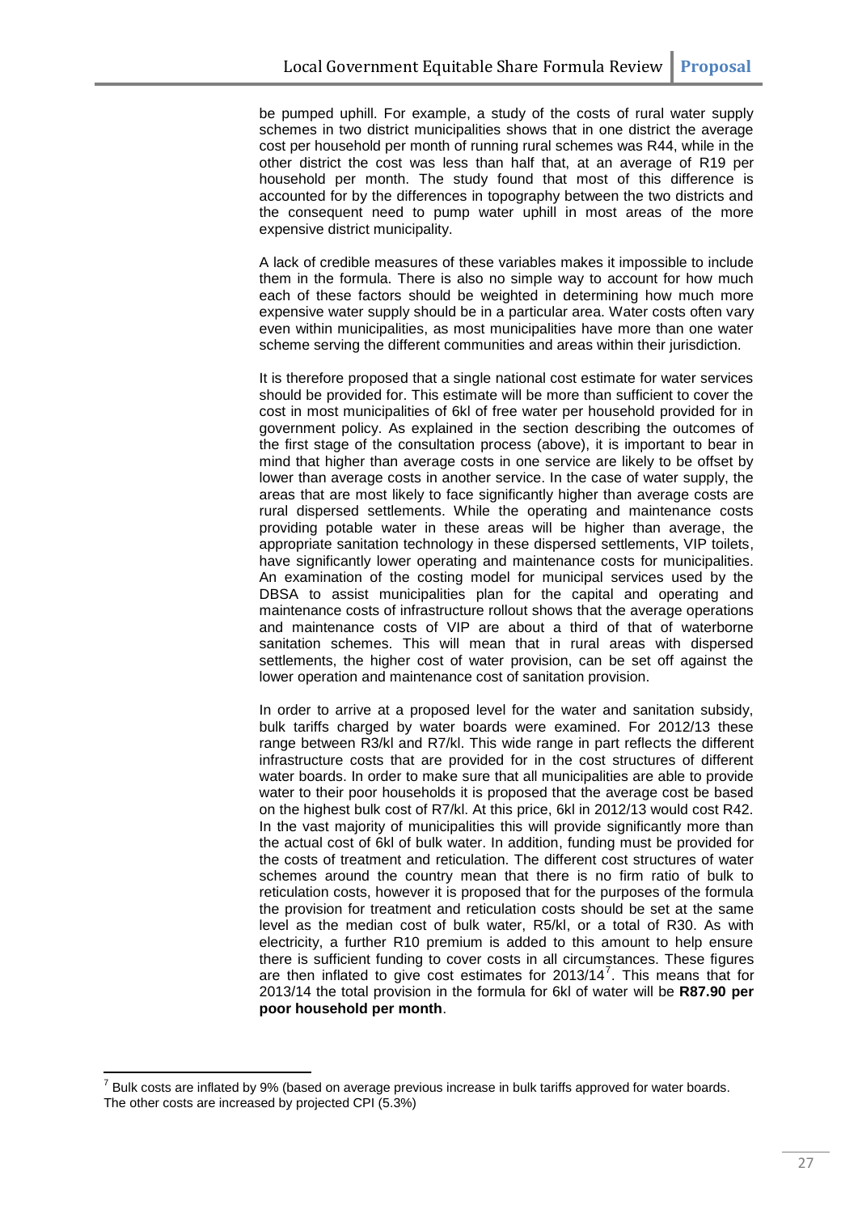be pumped uphill. For example, a study of the costs of rural water supply schemes in two district municipalities shows that in one district the average cost per household per month of running rural schemes was R44, while in the other district the cost was less than half that, at an average of R19 per household per month. The study found that most of this difference is accounted for by the differences in topography between the two districts and the consequent need to pump water uphill in most areas of the more expensive district municipality.

A lack of credible measures of these variables makes it impossible to include them in the formula. There is also no simple way to account for how much each of these factors should be weighted in determining how much more expensive water supply should be in a particular area. Water costs often vary even within municipalities, as most municipalities have more than one water scheme serving the different communities and areas within their jurisdiction.

It is therefore proposed that a single national cost estimate for water services should be provided for. This estimate will be more than sufficient to cover the cost in most municipalities of 6kl of free water per household provided for in government policy. As explained in the section describing the outcomes of the first stage of the consultation process (above), it is important to bear in mind that higher than average costs in one service are likely to be offset by lower than average costs in another service. In the case of water supply, the areas that are most likely to face significantly higher than average costs are rural dispersed settlements. While the operating and maintenance costs providing potable water in these areas will be higher than average, the appropriate sanitation technology in these dispersed settlements, VIP toilets, have significantly lower operating and maintenance costs for municipalities. An examination of the costing model for municipal services used by the DBSA to assist municipalities plan for the capital and operating and maintenance costs of infrastructure rollout shows that the average operations and maintenance costs of VIP are about a third of that of waterborne sanitation schemes. This will mean that in rural areas with dispersed settlements, the higher cost of water provision, can be set off against the lower operation and maintenance cost of sanitation provision.

In order to arrive at a proposed level for the water and sanitation subsidy, bulk tariffs charged by water boards were examined. For 2012/13 these range between R3/kl and R7/kl. This wide range in part reflects the different infrastructure costs that are provided for in the cost structures of different water boards. In order to make sure that all municipalities are able to provide water to their poor households it is proposed that the average cost be based on the highest bulk cost of R7/kl. At this price, 6kl in 2012/13 would cost R42. In the vast majority of municipalities this will provide significantly more than the actual cost of 6kl of bulk water. In addition, funding must be provided for the costs of treatment and reticulation. The different cost structures of water schemes around the country mean that there is no firm ratio of bulk to reticulation costs, however it is proposed that for the purposes of the formula the provision for treatment and reticulation costs should be set at the same level as the median cost of bulk water, R5/kl, or a total of R30. As with electricity, a further R10 premium is added to this amount to help ensure there is sufficient funding to cover costs in all circumstances. These figures are then inflated to give cost estimates for 2013/14[7]. This means that for 2013/14 the total provision in the formula for 6kl of water will be **R87.90 per poor household per month**.

[7] Bulk costs are inflated by 9% (based on average previous increase in bulk tariffs approved for water boards. The other costs are increased by projected CPI (5.3%)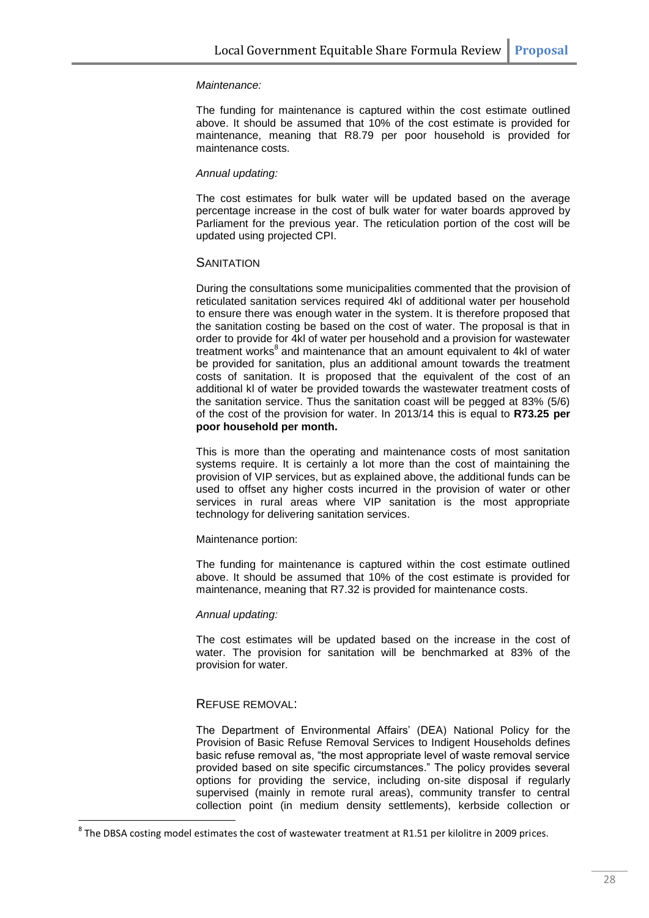*Maintenance:*

The funding for maintenance is captured within the cost estimate outlined above. It should be assumed that 10% of the cost estimate is provided for maintenance, meaning that R8.79 per poor household is provided for maintenance costs.

*Annual updating:*

The cost estimates for bulk water will be updated based on the average percentage increase in the cost of bulk water for water boards approved by Parliament for the previous year. The reticulation portion of the cost will be updated using projected CPI.

### SANITATION

During the consultations some municipalities commented that the provision of reticulated sanitation services required 4kl of additional water per household to ensure there was enough water in the system. It is therefore proposed that the sanitation costing be based on the cost of water. The proposal is that in order to provide for 4kl of water per household and a provision for wastewater treatment works[8] and maintenance that an amount equivalent to 4kl of water be provided for sanitation, plus an additional amount towards the treatment costs of sanitation. It is proposed that the equivalent of the cost of an additional kl of water be provided towards the wastewater treatment costs of the sanitation service. Thus the sanitation coast will be pegged at 83% (5/6) of the cost of the provision for water. In 2013/14 this is equal to **R73.25 per poor household per month.**

This is more than the operating and maintenance costs of most sanitation systems require. It is certainly a lot more than the cost of maintaining the provision of VIP services, but as explained above, the additional funds can be used to offset any higher costs incurred in the provision of water or other services in rural areas where VIP sanitation is the most appropriate technology for delivering sanitation services.

Maintenance portion:

The funding for maintenance is captured within the cost estimate outlined above. It should be assumed that 10% of the cost estimate is provided for maintenance, meaning that R7.32 is provided for maintenance costs.

*Annual updating:*

The cost estimates will be updated based on the increase in the cost of water. The provision for sanitation will be benchmarked at 83% of the provision for water.

### REFUSE REMOVAL:

The Department of Environmental Affairs' (DEA) National Policy for the Provision of Basic Refuse Removal Services to Indigent Households defines basic refuse removal as, "the most appropriate level of waste removal service provided based on site specific circumstances." The policy provides several options for providing the service, including on-site disposal if regularly supervised (mainly in remote rural areas), community transfer to central collection point (in medium density settlements), kerbside collection or

[8] The DBSA costing model estimates the cost of wastewater treatment at R1.51 per kilolitre in 2009 prices.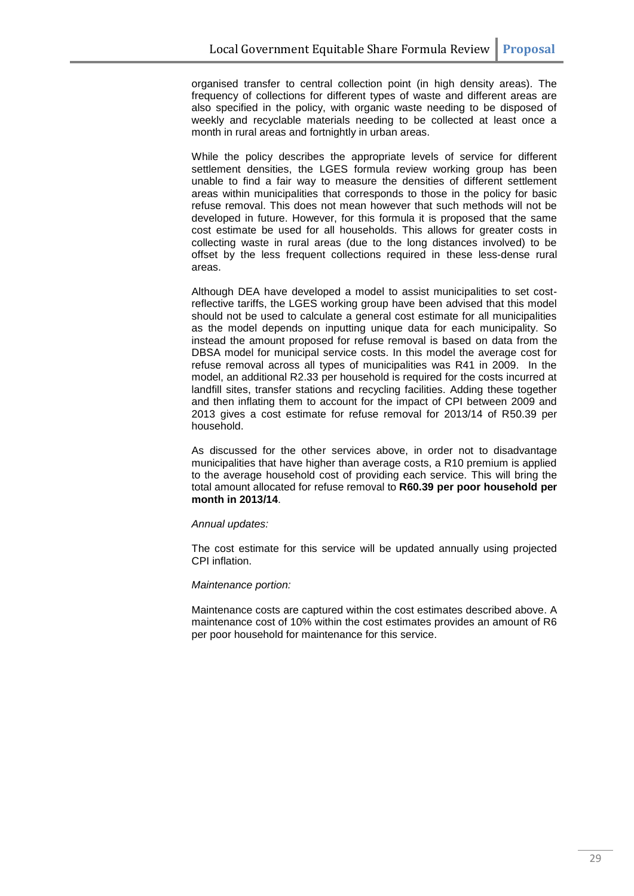organised transfer to central collection point (in high density areas). The frequency of collections for different types of waste and different areas are also specified in the policy, with organic waste needing to be disposed of weekly and recyclable materials needing to be collected at least once a month in rural areas and fortnightly in urban areas.

While the policy describes the appropriate levels of service for different settlement densities, the LGES formula review working group has been unable to find a fair way to measure the densities of different settlement areas within municipalities that corresponds to those in the policy for basic refuse removal. This does not mean however that such methods will not be developed in future. However, for this formula it is proposed that the same cost estimate be used for all households. This allows for greater costs in collecting waste in rural areas (due to the long distances involved) to be offset by the less frequent collections required in these less-dense rural areas.

Although DEA have developed a model to assist municipalities to set cost-reflective tariffs, the LGES working group have been advised that this model should not be used to calculate a general cost estimate for all municipalities as the model depends on inputting unique data for each municipality. So instead the amount proposed for refuse removal is based on data from the DBSA model for municipal service costs. In this model the average cost for refuse removal across all types of municipalities was R41 in 2009. In the model, an additional R2.33 per household is required for the costs incurred at landfill sites, transfer stations and recycling facilities. Adding these together and then inflating them to account for the impact of CPI between 2009 and 2013 gives a cost estimate for refuse removal for 2013/14 of R50.39 per household.

As discussed for the other services above, in order not to disadvantage municipalities that have higher than average costs, a R10 premium is applied to the average household cost of providing each service. This will bring the total amount allocated for refuse removal to **R60.39 per poor household per month in 2013/14**.

*Annual updates:*

The cost estimate for this service will be updated annually using projected CPI inflation.

*Maintenance portion:*

Maintenance costs are captured within the cost estimates described above. A maintenance cost of 10% within the cost estimates provides an amount of R6 per poor household for maintenance for this service.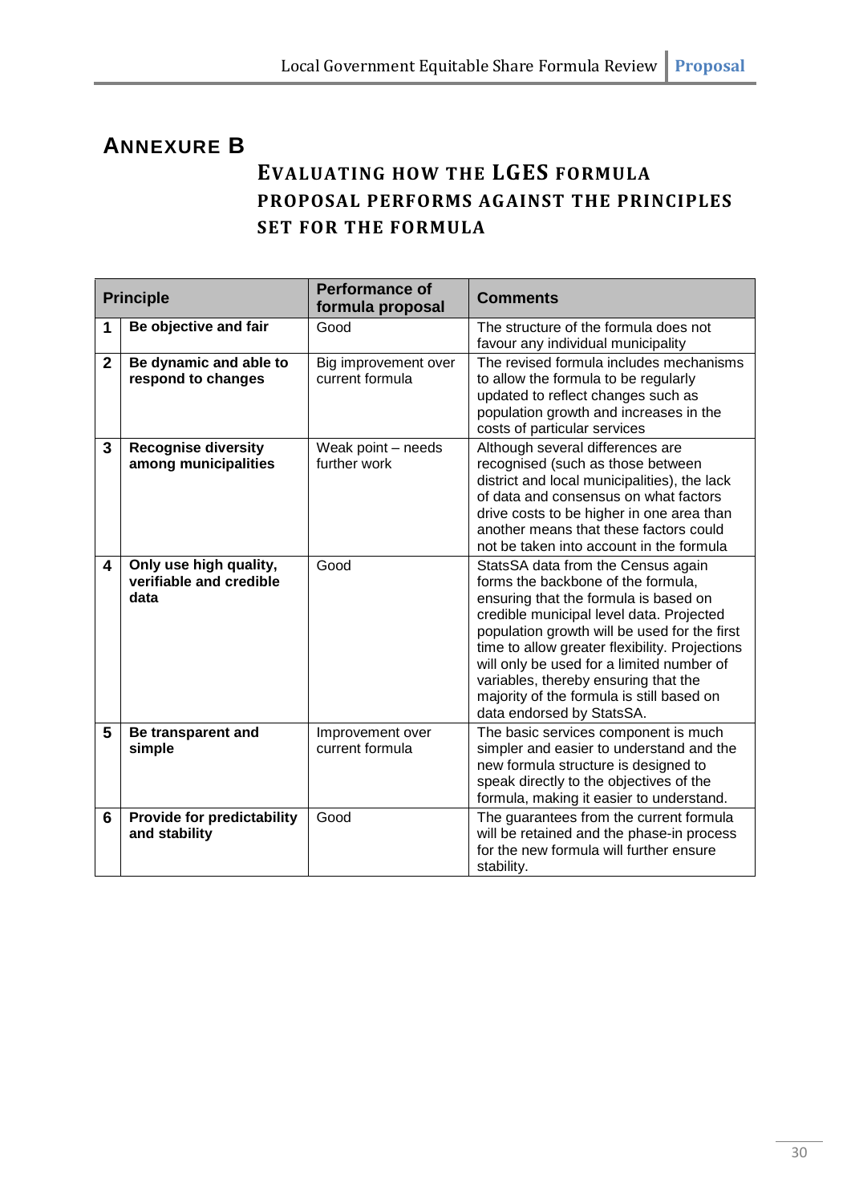# ANNEXURE B

## EVALUATING HOW THE LGES FORMULA PROPOSAL PERFORMS AGAINST THE PRINCIPLES SET FOR THE FORMULA

| | Principle | Performance of formula proposal | Comments |
|---|---|---|---|
| 1 | **Be objective and fair** | Good | The structure of the formula does not favour any individual municipality |
| 2 | **Be dynamic and able to respond to changes** | Big improvement over current formula | The revised formula includes mechanisms to allow the formula to be regularly updated to reflect changes such as population growth and increases in the costs of particular services |
| 3 | **Recognise diversity among municipalities** | Weak point – needs further work | Although several differences are recognised (such as those between district and local municipalities), the lack of data and consensus on what factors drive costs to be higher in one area than another means that these factors could not be taken into account in the formula |
| 4 | **Only use high quality, verifiable and credible data** | Good | StatsSA data from the Census again forms the backbone of the formula, ensuring that the formula is based on credible municipal level data. Projected population growth will be used for the first time to allow greater flexibility. Projections will only be used for a limited number of variables, thereby ensuring that the majority of the formula is still based on data endorsed by StatsSA. |
| 5 | **Be transparent and simple** | Improvement over current formula | The basic services component is much simpler and easier to understand and the new formula structure is designed to speak directly to the objectives of the formula, making it easier to understand. |
| 6 | **Provide for predictability and stability** | Good | The guarantees from the current formula will be retained and the phase-in process for the new formula will further ensure stability. |